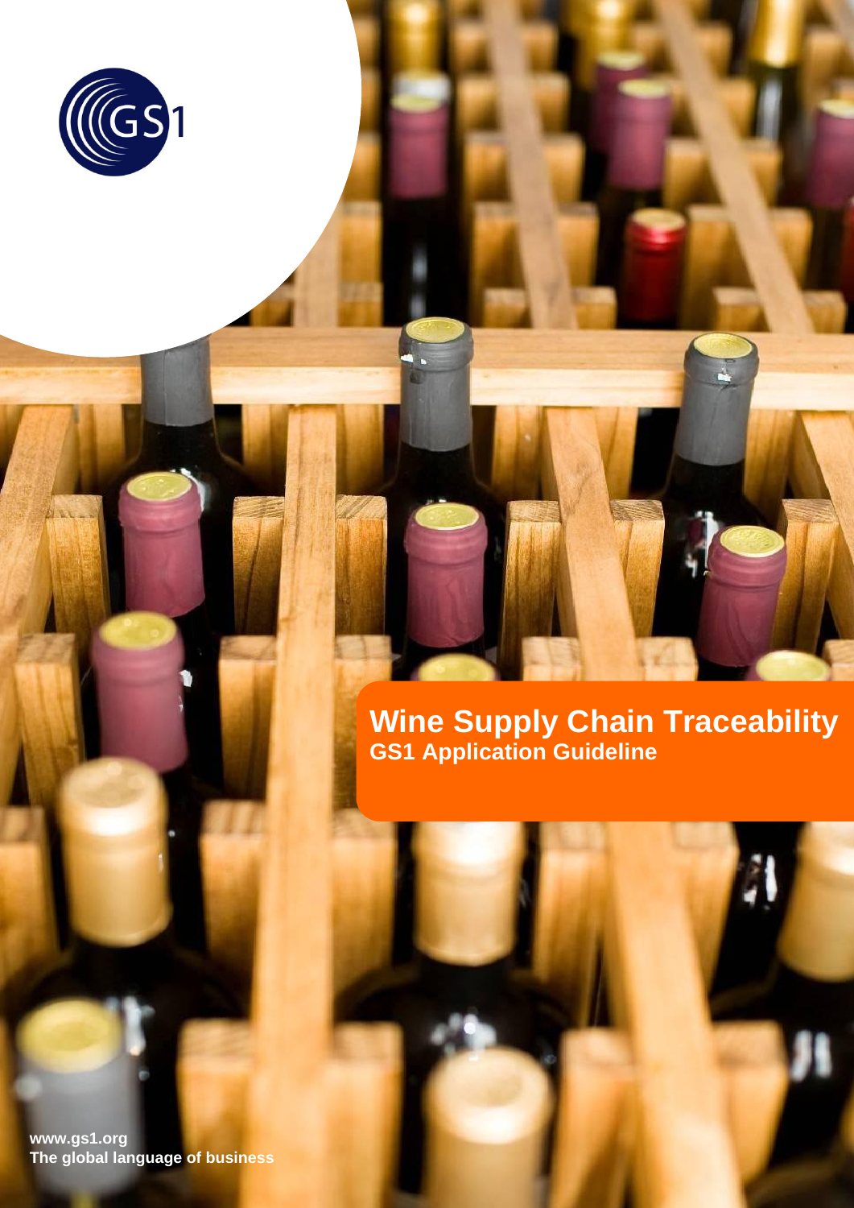# Wine Supply Chain Traceability

## GS1 Application Guideline

www.gs1.org
The global language of business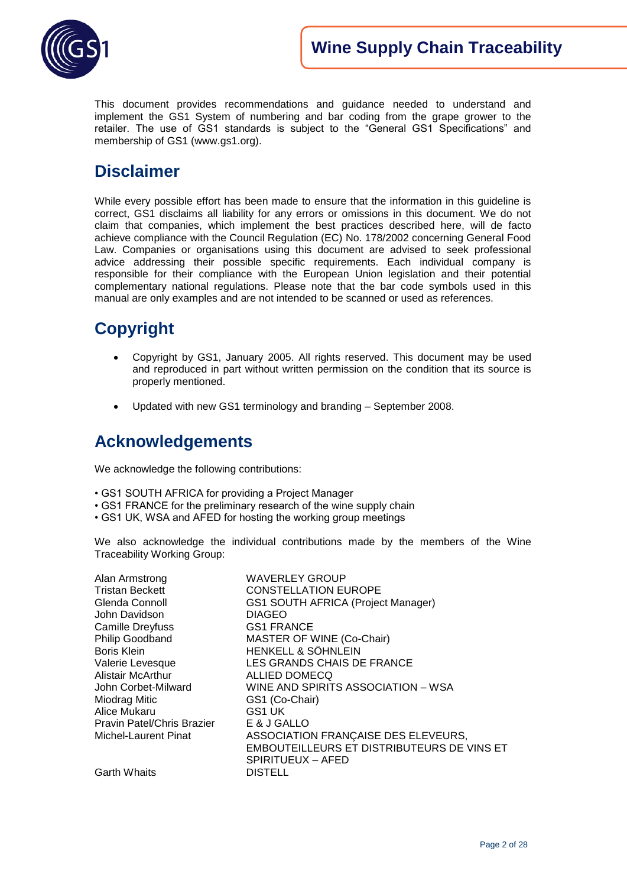This document provides recommendations and guidance needed to understand and implement the GS1 System of numbering and bar coding from the grape grower to the retailer. The use of GS1 standards is subject to the "General GS1 Specifications" and membership of GS1 (www.gs1.org).

## Disclaimer

While every possible effort has been made to ensure that the information in this guideline is correct, GS1 disclaims all liability for any errors or omissions in this document. We do not claim that companies, which implement the best practices described here, will de facto achieve compliance with the Council Regulation (EC) No. 178/2002 concerning General Food Law. Companies or organisations using this document are advised to seek professional advice addressing their possible specific requirements. Each individual company is responsible for their compliance with the European Union legislation and their potential complementary national regulations. Please note that the bar code symbols used in this manual are only examples and are not intended to be scanned or used as references.

## Copyright

- Copyright by GS1, January 2005. All rights reserved. This document may be used and reproduced in part without written permission on the condition that its source is properly mentioned.
- Updated with new GS1 terminology and branding – September 2008.

## Acknowledgements

We acknowledge the following contributions:

- GS1 SOUTH AFRICA for providing a Project Manager
- GS1 FRANCE for the preliminary research of the wine supply chain
- GS1 UK, WSA and AFED for hosting the working group meetings

We also acknowledge the individual contributions made by the members of the Wine Traceability Working Group:

| | |
|---|---|
| Alan Armstrong | WAVERLEY GROUP |
| Tristan Beckett | CONSTELLATION EUROPE |
| Glenda Connoll | GS1 SOUTH AFRICA (Project Manager) |
| John Davidson | DIAGEO |
| Camille Dreyfuss | GS1 FRANCE |
| Philip Goodband | MASTER OF WINE (Co-Chair) |
| Boris Klein | HENKELL & SÖHNLEIN |
| Valerie Levesque | LES GRANDS CHAIS DE FRANCE |
| Alistair McArthur | ALLIED DOMECQ |
| John Corbet-Milward | WINE AND SPIRITS ASSOCIATION – WSA |
| Miodrag Mitic | GS1 (Co-Chair) |
| Alice Mukaru | GS1 UK |
| Pravin Patel/Chris Brazier | E & J GALLO |
| Michel-Laurent Pinat | ASSOCIATION FRANÇAISE DES ELEVEURS, EMBOUTEILLEURS ET DISTRIBUTEURS DE VINS ET SPIRITUEUX – AFED |
| Garth Whaits | DISTELL |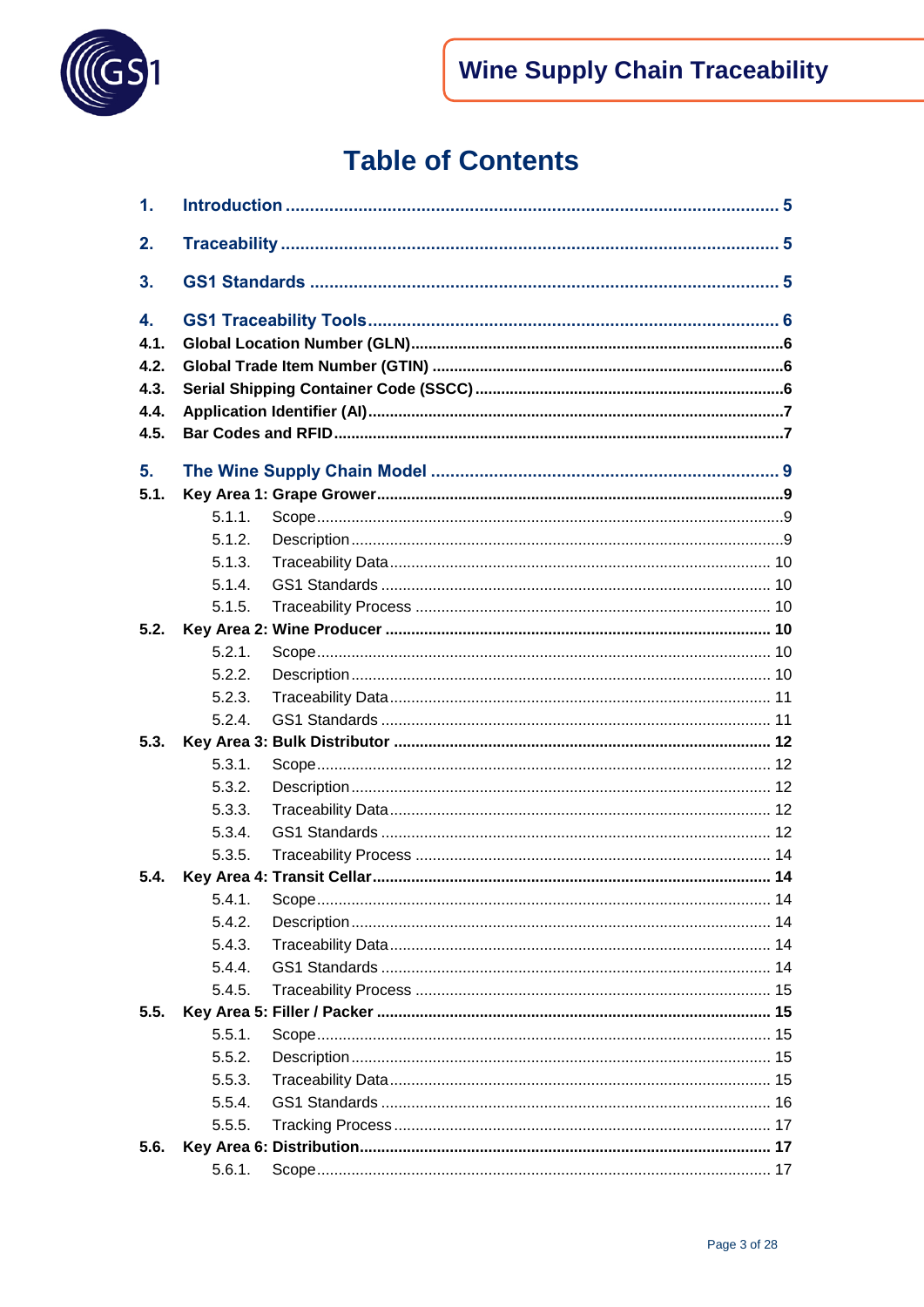# Table of Contents

**1. Introduction ..... 5**

**2. Traceability ..... 5**

**3. GS1 Standards ..... 5**

**4. GS1 Traceability Tools ..... 6**

**4.1. Global Location Number (GLN) ..... 6**

**4.2. Global Trade Item Number (GTIN) ..... 6**

**4.3. Serial Shipping Container Code (SSCC) ..... 6**

**4.4. Application Identifier (AI) ..... 7**

**4.5. Bar Codes and RFID ..... 7**

**5. The Wine Supply Chain Model ..... 9**

**5.1. Key Area 1: Grape Grower ..... 9**

- 5.1.1. Scope ..... 9
- 5.1.2. Description ..... 9
- 5.1.3. Traceability Data ..... 10
- 5.1.4. GS1 Standards ..... 10
- 5.1.5. Traceability Process ..... 10

**5.2. Key Area 2: Wine Producer ..... 10**

- 5.2.1. Scope ..... 10
- 5.2.2. Description ..... 10
- 5.2.3. Traceability Data ..... 11
- 5.2.4. GS1 Standards ..... 11

**5.3. Key Area 3: Bulk Distributor ..... 12**

- 5.3.1. Scope ..... 12
- 5.3.2. Description ..... 12
- 5.3.3. Traceability Data ..... 12
- 5.3.4. GS1 Standards ..... 12
- 5.3.5. Traceability Process ..... 14

**5.4. Key Area 4: Transit Cellar ..... 14**

- 5.4.1. Scope ..... 14
- 5.4.2. Description ..... 14
- 5.4.3. Traceability Data ..... 14
- 5.4.4. GS1 Standards ..... 14
- 5.4.5. Traceability Process ..... 15

**5.5. Key Area 5: Filler / Packer ..... 15**

- 5.5.1. Scope ..... 15
- 5.5.2. Description ..... 15
- 5.5.3. Traceability Data ..... 15
- 5.5.4. GS1 Standards ..... 16
- 5.5.5. Tracking Process ..... 17

**5.6. Key Area 6: Distribution ..... 17**

- 5.6.1. Scope ..... 17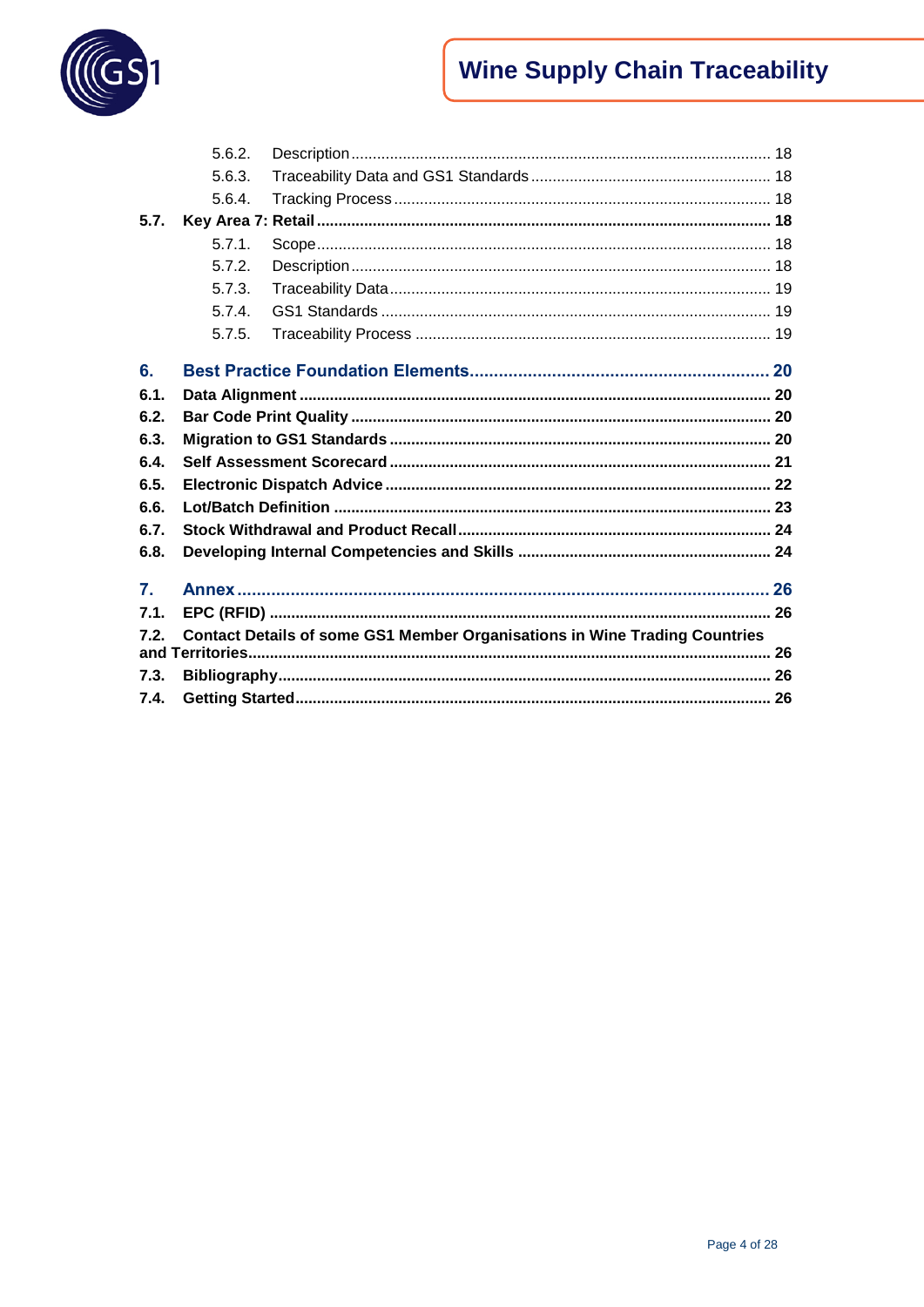5.6.2. Description ..... 18

5.6.3. Traceability Data and GS1 Standards ..... 18

5.6.4. Tracking Process ..... 18

**5.7. Key Area 7: Retail ..... 18**

5.7.1. Scope ..... 18

5.7.2. Description ..... 18

5.7.3. Traceability Data ..... 19

5.7.4. GS1 Standards ..... 19

5.7.5. Traceability Process ..... 19

**6. Best Practice Foundation Elements ..... 20**

**6.1. Data Alignment ..... 20**

**6.2. Bar Code Print Quality ..... 20**

**6.3. Migration to GS1 Standards ..... 20**

**6.4. Self Assessment Scorecard ..... 21**

**6.5. Electronic Dispatch Advice ..... 22**

**6.6. Lot/Batch Definition ..... 23**

**6.7. Stock Withdrawal and Product Recall ..... 24**

**6.8. Developing Internal Competencies and Skills ..... 24**

**7. Annex ..... 26**

**7.1. EPC (RFID) ..... 26**

**7.2. Contact Details of some GS1 Member Organisations in Wine Trading Countries and Territories ..... 26**

**7.3. Bibliography ..... 26**

**7.4. Getting Started ..... 26**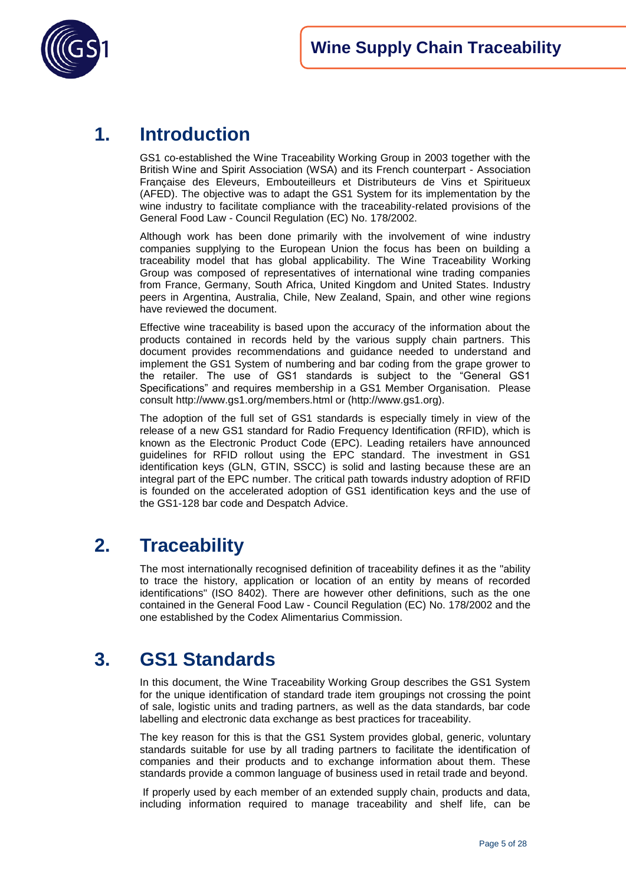# 1. Introduction

GS1 co-established the Wine Traceability Working Group in 2003 together with the British Wine and Spirit Association (WSA) and its French counterpart - Association Française des Eleveurs, Embouteilleurs et Distributeurs de Vins et Spiritueux (AFED). The objective was to adapt the GS1 System for its implementation by the wine industry to facilitate compliance with the traceability-related provisions of the General Food Law - Council Regulation (EC) No. 178/2002.

Although work has been done primarily with the involvement of wine industry companies supplying to the European Union the focus has been on building a traceability model that has global applicability. The Wine Traceability Working Group was composed of representatives of international wine trading companies from France, Germany, South Africa, United Kingdom and United States. Industry peers in Argentina, Australia, Chile, New Zealand, Spain, and other wine regions have reviewed the document.

Effective wine traceability is based upon the accuracy of the information about the products contained in records held by the various supply chain partners. This document provides recommendations and guidance needed to understand and implement the GS1 System of numbering and bar coding from the grape grower to the retailer. The use of GS1 standards is subject to the "General GS1 Specifications" and requires membership in a GS1 Member Organisation. Please consult http://www.gs1.org/members.html or (http://www.gs1.org).

The adoption of the full set of GS1 standards is especially timely in view of the release of a new GS1 standard for Radio Frequency Identification (RFID), which is known as the Electronic Product Code (EPC). Leading retailers have announced guidelines for RFID rollout using the EPC standard. The investment in GS1 identification keys (GLN, GTIN, SSCC) is solid and lasting because these are an integral part of the EPC number. The critical path towards industry adoption of RFID is founded on the accelerated adoption of GS1 identification keys and the use of the GS1-128 bar code and Despatch Advice.

# 2. Traceability

The most internationally recognised definition of traceability defines it as the "ability to trace the history, application or location of an entity by means of recorded identifications" (ISO 8402). There are however other definitions, such as the one contained in the General Food Law - Council Regulation (EC) No. 178/2002 and the one established by the Codex Alimentarius Commission.

# 3. GS1 Standards

In this document, the Wine Traceability Working Group describes the GS1 System for the unique identification of standard trade item groupings not crossing the point of sale, logistic units and trading partners, as well as the data standards, bar code labelling and electronic data exchange as best practices for traceability.

The key reason for this is that the GS1 System provides global, generic, voluntary standards suitable for use by all trading partners to facilitate the identification of companies and their products and to exchange information about them. These standards provide a common language of business used in retail trade and beyond.

If properly used by each member of an extended supply chain, products and data, including information required to manage traceability and shelf life, can be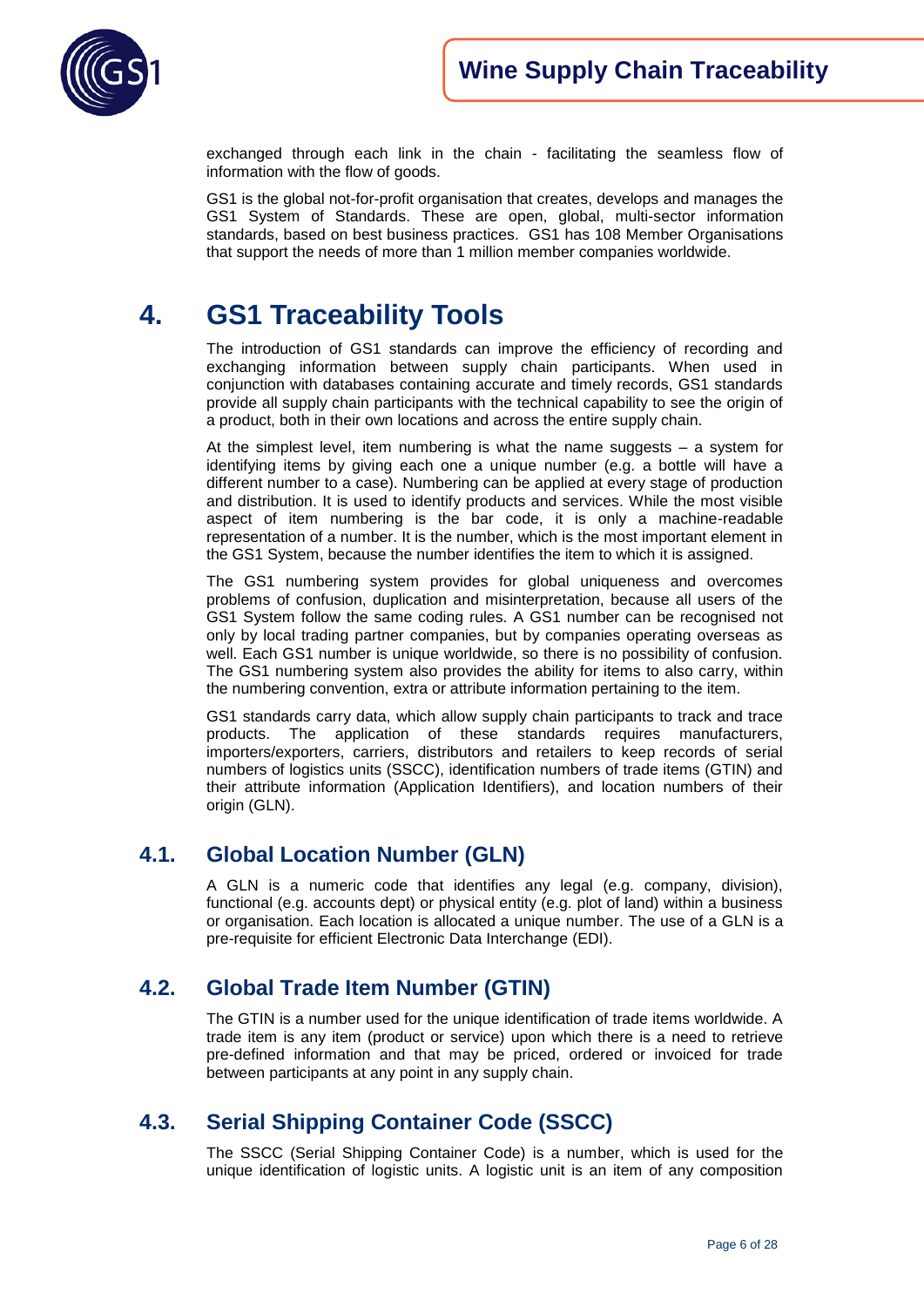exchanged through each link in the chain - facilitating the seamless flow of information with the flow of goods.

GS1 is the global not-for-profit organisation that creates, develops and manages the GS1 System of Standards. These are open, global, multi-sector information standards, based on best business practices. GS1 has 108 Member Organisations that support the needs of more than 1 million member companies worldwide.

# 4. GS1 Traceability Tools

The introduction of GS1 standards can improve the efficiency of recording and exchanging information between supply chain participants. When used in conjunction with databases containing accurate and timely records, GS1 standards provide all supply chain participants with the technical capability to see the origin of a product, both in their own locations and across the entire supply chain.

At the simplest level, item numbering is what the name suggests – a system for identifying items by giving each one a unique number (e.g. a bottle will have a different number to a case). Numbering can be applied at every stage of production and distribution. It is used to identify products and services. While the most visible aspect of item numbering is the bar code, it is only a machine-readable representation of a number. It is the number, which is the most important element in the GS1 System, because the number identifies the item to which it is assigned.

The GS1 numbering system provides for global uniqueness and overcomes problems of confusion, duplication and misinterpretation, because all users of the GS1 System follow the same coding rules. A GS1 number can be recognised not only by local trading partner companies, but by companies operating overseas as well. Each GS1 number is unique worldwide, so there is no possibility of confusion. The GS1 numbering system also provides the ability for items to also carry, within the numbering convention, extra or attribute information pertaining to the item.

GS1 standards carry data, which allow supply chain participants to track and trace products. The application of these standards requires manufacturers, importers/exporters, carriers, distributors and retailers to keep records of serial numbers of logistics units (SSCC), identification numbers of trade items (GTIN) and their attribute information (Application Identifiers), and location numbers of their origin (GLN).

## 4.1. Global Location Number (GLN)

A GLN is a numeric code that identifies any legal (e.g. company, division), functional (e.g. accounts dept) or physical entity (e.g. plot of land) within a business or organisation. Each location is allocated a unique number. The use of a GLN is a pre-requisite for efficient Electronic Data Interchange (EDI).

## 4.2. Global Trade Item Number (GTIN)

The GTIN is a number used for the unique identification of trade items worldwide. A trade item is any item (product or service) upon which there is a need to retrieve pre-defined information and that may be priced, ordered or invoiced for trade between participants at any point in any supply chain.

## 4.3. Serial Shipping Container Code (SSCC)

The SSCC (Serial Shipping Container Code) is a number, which is used for the unique identification of logistic units. A logistic unit is an item of any composition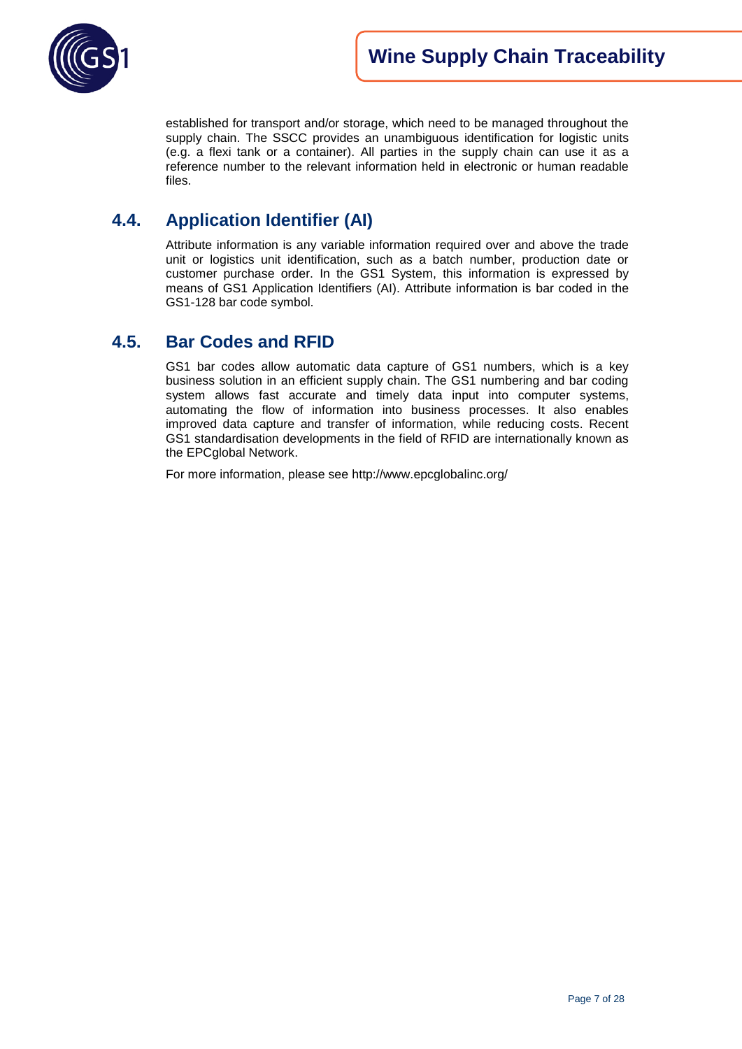established for transport and/or storage, which need to be managed throughout the supply chain. The SSCC provides an unambiguous identification for logistic units (e.g. a flexi tank or a container). All parties in the supply chain can use it as a reference number to the relevant information held in electronic or human readable files.

## 4.4. Application Identifier (AI)

Attribute information is any variable information required over and above the trade unit or logistics unit identification, such as a batch number, production date or customer purchase order. In the GS1 System, this information is expressed by means of GS1 Application Identifiers (AI). Attribute information is bar coded in the GS1-128 bar code symbol.

## 4.5. Bar Codes and RFID

GS1 bar codes allow automatic data capture of GS1 numbers, which is a key business solution in an efficient supply chain. The GS1 numbering and bar coding system allows fast accurate and timely data input into computer systems, automating the flow of information into business processes. It also enables improved data capture and transfer of information, while reducing costs. Recent GS1 standardisation developments in the field of RFID are internationally known as the EPCglobal Network.

For more information, please see http://www.epcglobalinc.org/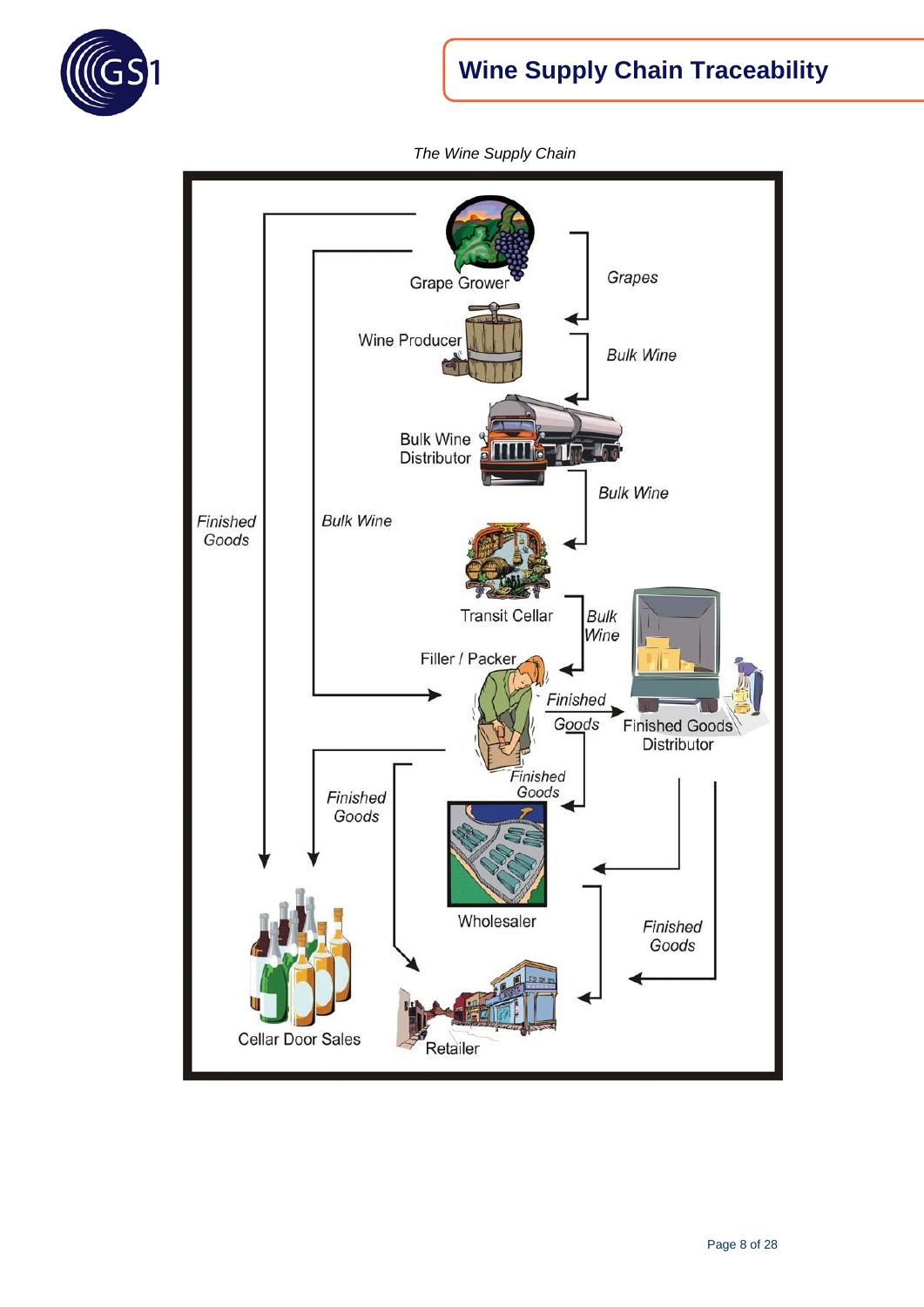*The Wine Supply Chain*

Grape Grower

Grapes

Wine Producer

Bulk Wine

Bulk Wine Distributor

Bulk Wine

Finished Goods

Bulk Wine

Transit Cellar

Bulk Wine

Filler / Packer

Finished Goods

Finished Goods Distributor

Finished Goods

Finished Goods

Wholesaler

Finished Goods

Cellar Door Sales

Retailer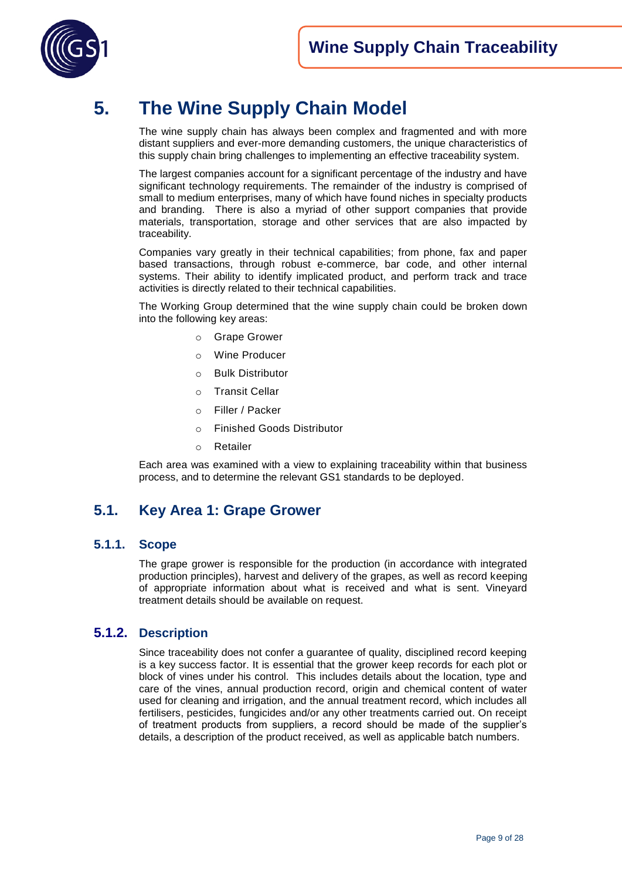# 5. The Wine Supply Chain Model

The wine supply chain has always been complex and fragmented and with more distant suppliers and ever-more demanding customers, the unique characteristics of this supply chain bring challenges to implementing an effective traceability system.

The largest companies account for a significant percentage of the industry and have significant technology requirements. The remainder of the industry is comprised of small to medium enterprises, many of which have found niches in specialty products and branding. There is also a myriad of other support companies that provide materials, transportation, storage and other services that are also impacted by traceability.

Companies vary greatly in their technical capabilities; from phone, fax and paper based transactions, through robust e-commerce, bar code, and other internal systems. Their ability to identify implicated product, and perform track and trace activities is directly related to their technical capabilities.

The Working Group determined that the wine supply chain could be broken down into the following key areas:

- Grape Grower
- Wine Producer
- Bulk Distributor
- Transit Cellar
- Filler / Packer
- Finished Goods Distributor
- Retailer

Each area was examined with a view to explaining traceability within that business process, and to determine the relevant GS1 standards to be deployed.

## 5.1. Key Area 1: Grape Grower

### 5.1.1. Scope

The grape grower is responsible for the production (in accordance with integrated production principles), harvest and delivery of the grapes, as well as record keeping of appropriate information about what is received and what is sent. Vineyard treatment details should be available on request.

### 5.1.2. Description

Since traceability does not confer a guarantee of quality, disciplined record keeping is a key success factor. It is essential that the grower keep records for each plot or block of vines under his control. This includes details about the location, type and care of the vines, annual production record, origin and chemical content of water used for cleaning and irrigation, and the annual treatment record, which includes all fertilisers, pesticides, fungicides and/or any other treatments carried out. On receipt of treatment products from suppliers, a record should be made of the supplier's details, a description of the product received, as well as applicable batch numbers.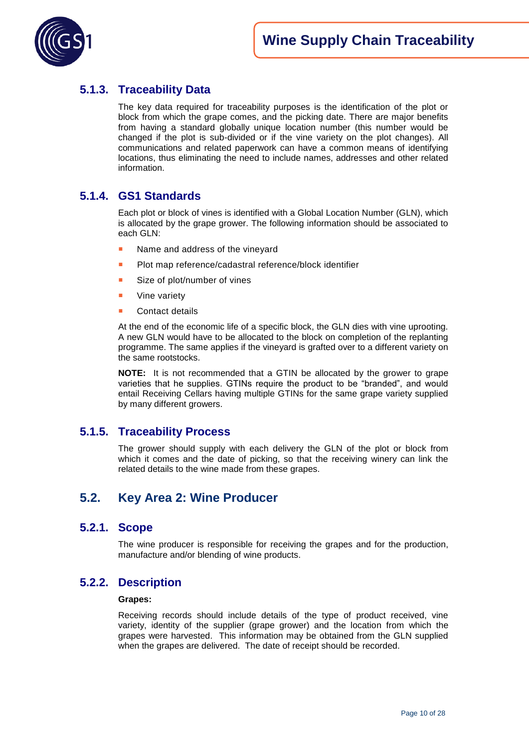### 5.1.3. Traceability Data

The key data required for traceability purposes is the identification of the plot or block from which the grape comes, and the picking date. There are major benefits from having a standard globally unique location number (this number would be changed if the plot is sub-divided or if the vine variety on the plot changes). All communications and related paperwork can have a common means of identifying locations, thus eliminating the need to include names, addresses and other related information.

### 5.1.4. GS1 Standards

Each plot or block of vines is identified with a Global Location Number (GLN), which is allocated by the grape grower. The following information should be associated to each GLN:

- Name and address of the vineyard
- Plot map reference/cadastral reference/block identifier
- Size of plot/number of vines
- Vine variety
- Contact details

At the end of the economic life of a specific block, the GLN dies with vine uprooting. A new GLN would have to be allocated to the block on completion of the replanting programme. The same applies if the vineyard is grafted over to a different variety on the same rootstocks.

**NOTE:** It is not recommended that a GTIN be allocated by the grower to grape varieties that he supplies. GTINs require the product to be "branded", and would entail Receiving Cellars having multiple GTINs for the same grape variety supplied by many different growers.

### 5.1.5. Traceability Process

The grower should supply with each delivery the GLN of the plot or block from which it comes and the date of picking, so that the receiving winery can link the related details to the wine made from these grapes.

## 5.2. Key Area 2: Wine Producer

### 5.2.1. Scope

The wine producer is responsible for receiving the grapes and for the production, manufacture and/or blending of wine products.

### 5.2.2. Description

**Grapes:**

Receiving records should include details of the type of product received, vine variety, identity of the supplier (grape grower) and the location from which the grapes were harvested. This information may be obtained from the GLN supplied when the grapes are delivered. The date of receipt should be recorded.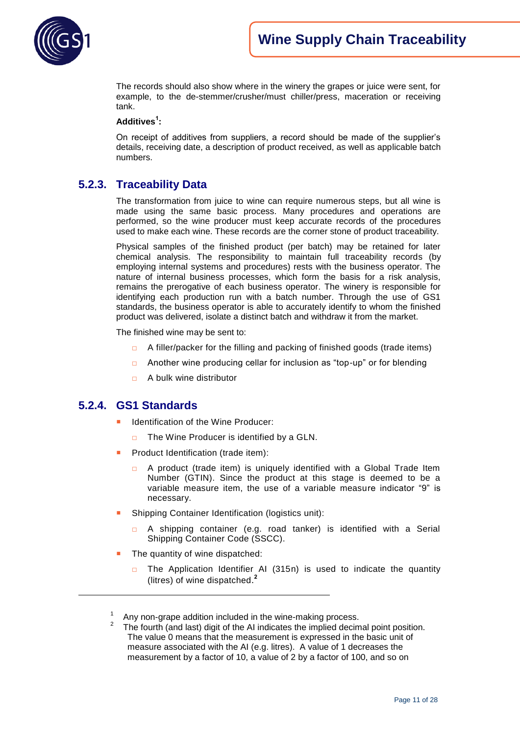The records should also show where in the winery the grapes or juice were sent, for example, to the de-stemmer/crusher/must chiller/press, maceration or receiving tank.

**Additives[1]:**

On receipt of additives from suppliers, a record should be made of the supplier's details, receiving date, a description of product received, as well as applicable batch numbers.

### 5.2.3. Traceability Data

The transformation from juice to wine can require numerous steps, but all wine is made using the same basic process. Many procedures and operations are performed, so the wine producer must keep accurate records of the procedures used to make each wine. These records are the corner stone of product traceability.

Physical samples of the finished product (per batch) may be retained for later chemical analysis. The responsibility to maintain full traceability records (by employing internal systems and procedures) rests with the business operator. The nature of internal business processes, which form the basis for a risk analysis, remains the prerogative of each business operator. The winery is responsible for identifying each production run with a batch number. Through the use of GS1 standards, the business operator is able to accurately identify to whom the finished product was delivered, isolate a distinct batch and withdraw it from the market.

The finished wine may be sent to:

- A filler/packer for the filling and packing of finished goods (trade items)
- Another wine producing cellar for inclusion as "top-up" or for blending
- A bulk wine distributor

### 5.2.4. GS1 Standards

- Identification of the Wine Producer:
  - The Wine Producer is identified by a GLN.
- Product Identification (trade item):
  - A product (trade item) is uniquely identified with a Global Trade Item Number (GTIN). Since the product at this stage is deemed to be a variable measure item, the use of a variable measure indicator "9" is necessary.
- Shipping Container Identification (logistics unit):
  - A shipping container (e.g. road tanker) is identified with a Serial Shipping Container Code (SSCC).
- The quantity of wine dispatched:
  - The Application Identifier AI (315n) is used to indicate the quantity (litres) of wine dispatched.[2]

---

[1] Any non-grape addition included in the wine-making process.

[2] The fourth (and last) digit of the AI indicates the implied decimal point position. The value 0 means that the measurement is expressed in the basic unit of measure associated with the AI (e.g. litres). A value of 1 decreases the measurement by a factor of 10, a value of 2 by a factor of 100, and so on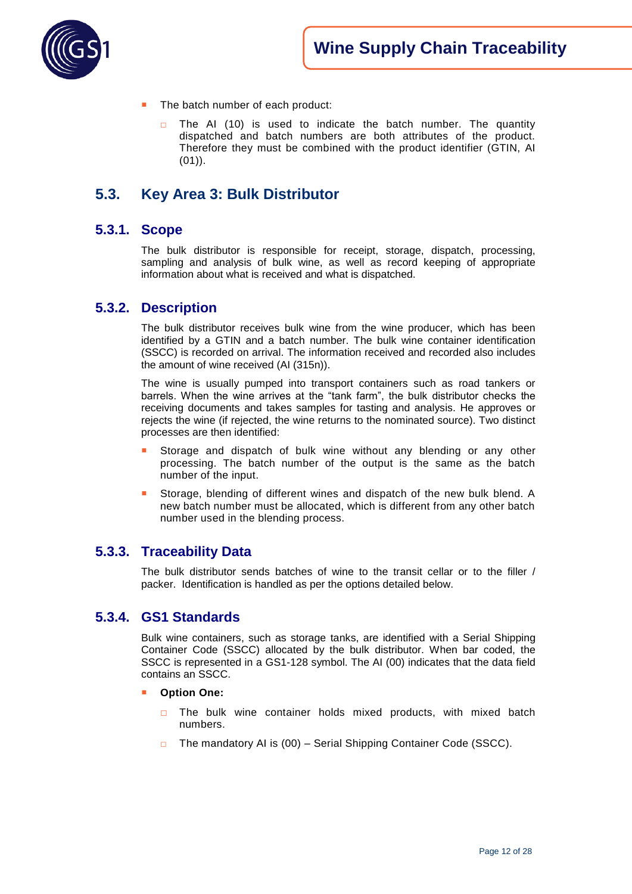- The batch number of each product:
  - The AI (10) is used to indicate the batch number. The quantity dispatched and batch numbers are both attributes of the product. Therefore they must be combined with the product identifier (GTIN, AI (01)).

## 5.3. Key Area 3: Bulk Distributor

### 5.3.1. Scope

The bulk distributor is responsible for receipt, storage, dispatch, processing, sampling and analysis of bulk wine, as well as record keeping of appropriate information about what is received and what is dispatched.

### 5.3.2. Description

The bulk distributor receives bulk wine from the wine producer, which has been identified by a GTIN and a batch number. The bulk wine container identification (SSCC) is recorded on arrival. The information received and recorded also includes the amount of wine received (AI (315n)).

The wine is usually pumped into transport containers such as road tankers or barrels. When the wine arrives at the "tank farm", the bulk distributor checks the receiving documents and takes samples for tasting and analysis. He approves or rejects the wine (if rejected, the wine returns to the nominated source). Two distinct processes are then identified:

- Storage and dispatch of bulk wine without any blending or any other processing. The batch number of the output is the same as the batch number of the input.
- Storage, blending of different wines and dispatch of the new bulk blend. A new batch number must be allocated, which is different from any other batch number used in the blending process.

### 5.3.3. Traceability Data

The bulk distributor sends batches of wine to the transit cellar or to the filler / packer. Identification is handled as per the options detailed below.

### 5.3.4. GS1 Standards

Bulk wine containers, such as storage tanks, are identified with a Serial Shipping Container Code (SSCC) allocated by the bulk distributor. When bar coded, the SSCC is represented in a GS1-128 symbol. The AI (00) indicates that the data field contains an SSCC.

- **Option One:**
  - The bulk wine container holds mixed products, with mixed batch numbers.
  - The mandatory AI is (00) – Serial Shipping Container Code (SSCC).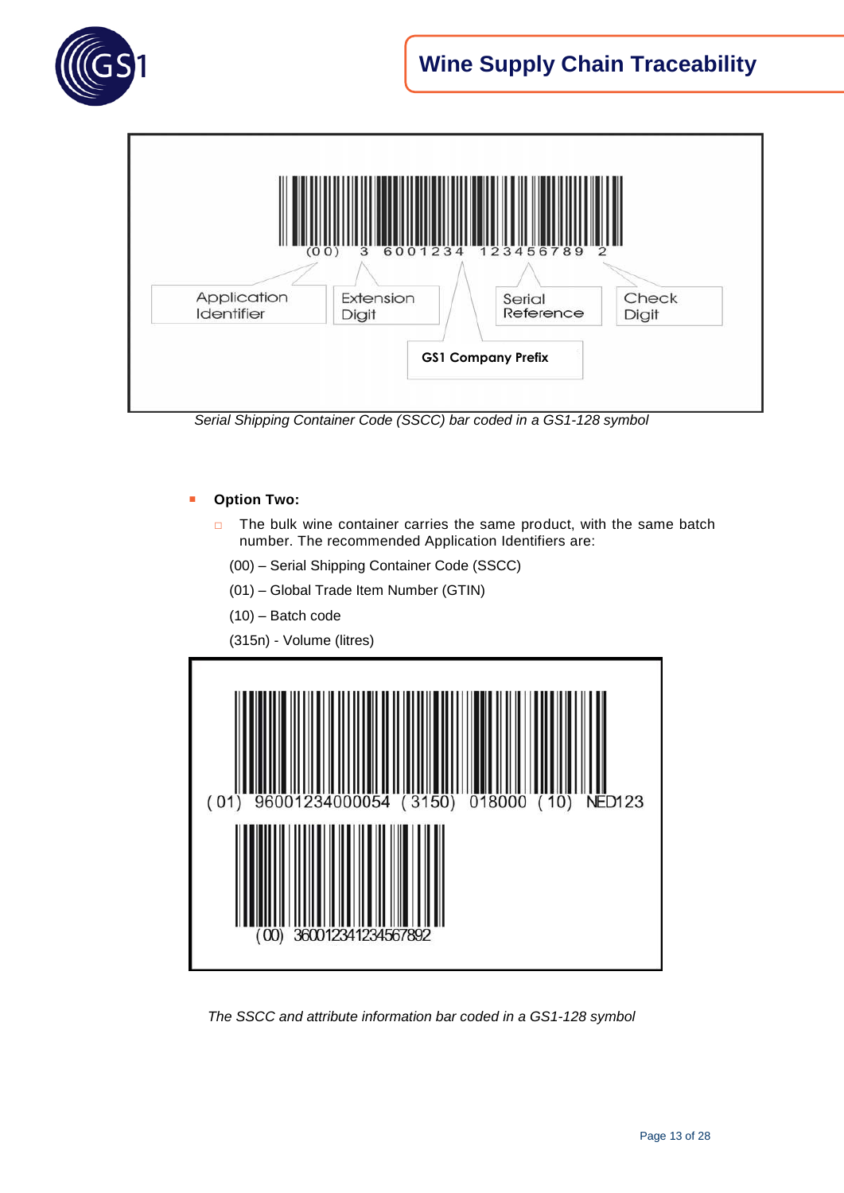Serial Shipping Container Code (SSCC) bar coded in a GS1-128 symbol

- **Option Two:**
  - The bulk wine container carries the same product, with the same batch number. The recommended Application Identifiers are:

    (00) – Serial Shipping Container Code (SSCC)

    (01) – Global Trade Item Number (GTIN)

    (10) – Batch code

    (315n) - Volume (litres)

The SSCC and attribute information bar coded in a GS1-128 symbol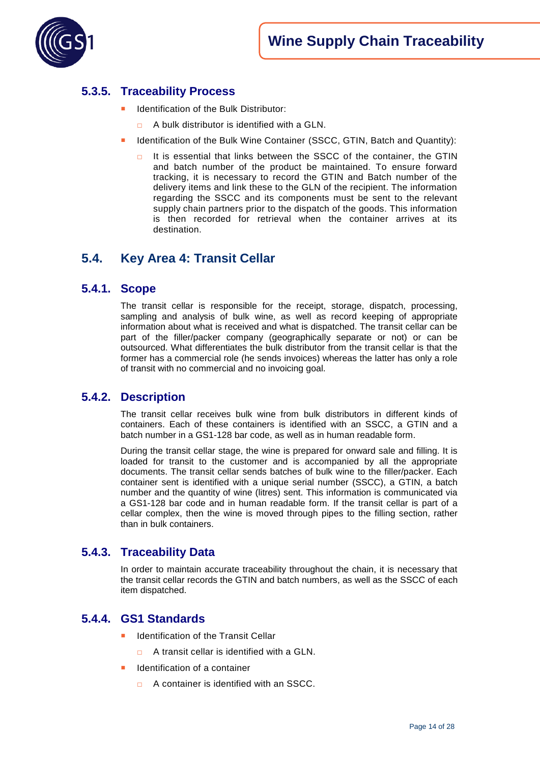### 5.3.5. Traceability Process

- Identification of the Bulk Distributor:
  - A bulk distributor is identified with a GLN.
- Identification of the Bulk Wine Container (SSCC, GTIN, Batch and Quantity):
  - It is essential that links between the SSCC of the container, the GTIN and batch number of the product be maintained. To ensure forward tracking, it is necessary to record the GTIN and Batch number of the delivery items and link these to the GLN of the recipient. The information regarding the SSCC and its components must be sent to the relevant supply chain partners prior to the dispatch of the goods. This information is then recorded for retrieval when the container arrives at its destination.

## 5.4. Key Area 4: Transit Cellar

### 5.4.1. Scope

The transit cellar is responsible for the receipt, storage, dispatch, processing, sampling and analysis of bulk wine, as well as record keeping of appropriate information about what is received and what is dispatched. The transit cellar can be part of the filler/packer company (geographically separate or not) or can be outsourced. What differentiates the bulk distributor from the transit cellar is that the former has a commercial role (he sends invoices) whereas the latter has only a role of transit with no commercial and no invoicing goal.

### 5.4.2. Description

The transit cellar receives bulk wine from bulk distributors in different kinds of containers. Each of these containers is identified with an SSCC, a GTIN and a batch number in a GS1-128 bar code, as well as in human readable form.

During the transit cellar stage, the wine is prepared for onward sale and filling. It is loaded for transit to the customer and is accompanied by all the appropriate documents. The transit cellar sends batches of bulk wine to the filler/packer. Each container sent is identified with a unique serial number (SSCC), a GTIN, a batch number and the quantity of wine (litres) sent. This information is communicated via a GS1-128 bar code and in human readable form. If the transit cellar is part of a cellar complex, then the wine is moved through pipes to the filling section, rather than in bulk containers.

### 5.4.3. Traceability Data

In order to maintain accurate traceability throughout the chain, it is necessary that the transit cellar records the GTIN and batch numbers, as well as the SSCC of each item dispatched.

### 5.4.4. GS1 Standards

- Identification of the Transit Cellar
  - A transit cellar is identified with a GLN.
- Identification of a container
  - A container is identified with an SSCC.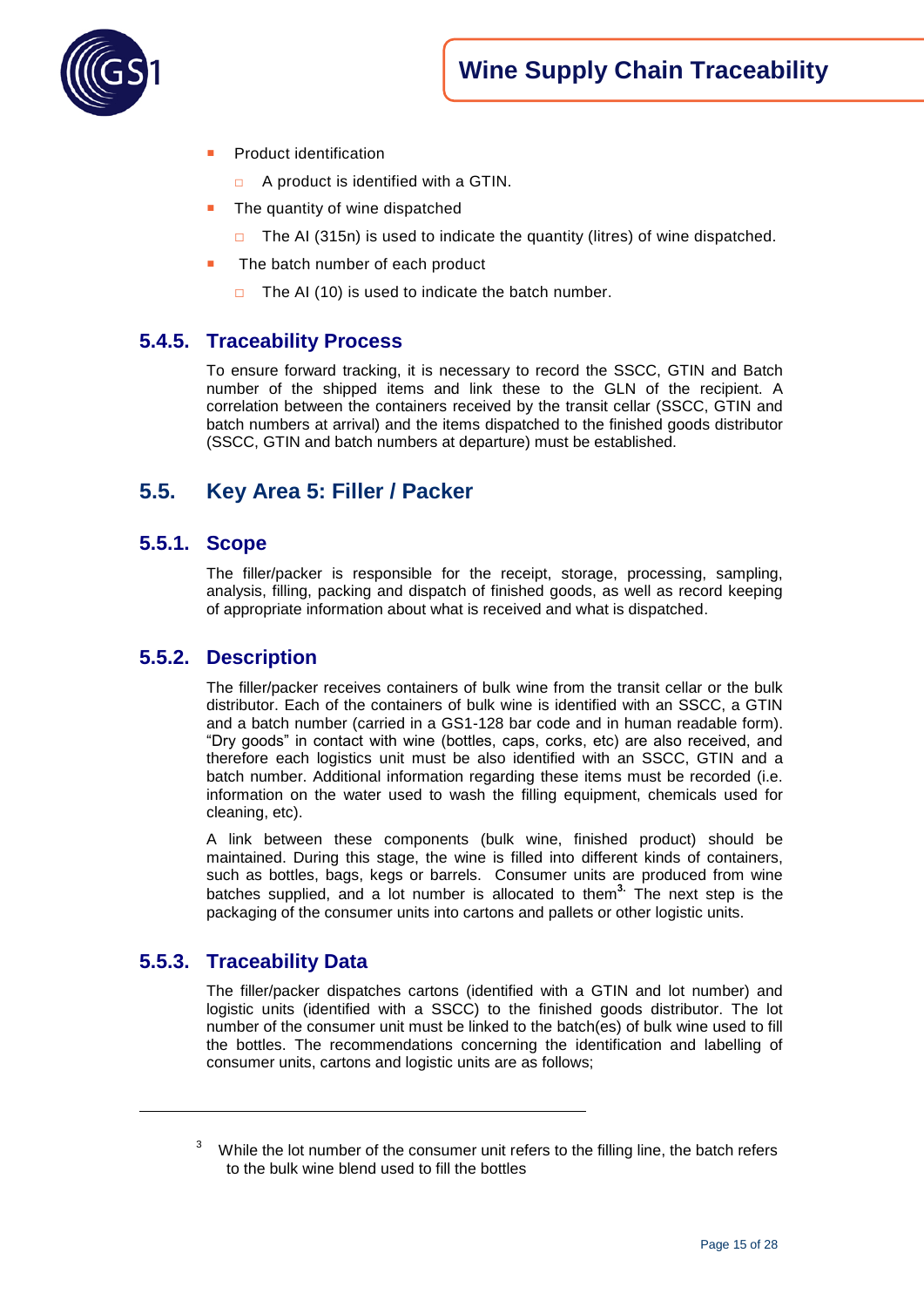- Product identification
  - A product is identified with a GTIN.
- The quantity of wine dispatched
  - The AI (315n) is used to indicate the quantity (litres) of wine dispatched.
- The batch number of each product
  - The AI (10) is used to indicate the batch number.

### 5.4.5. Traceability Process

To ensure forward tracking, it is necessary to record the SSCC, GTIN and Batch number of the shipped items and link these to the GLN of the recipient. A correlation between the containers received by the transit cellar (SSCC, GTIN and batch numbers at arrival) and the items dispatched to the finished goods distributor (SSCC, GTIN and batch numbers at departure) must be established.

## 5.5. Key Area 5: Filler / Packer

### 5.5.1. Scope

The filler/packer is responsible for the receipt, storage, processing, sampling, analysis, filling, packing and dispatch of finished goods, as well as record keeping of appropriate information about what is received and what is dispatched.

### 5.5.2. Description

The filler/packer receives containers of bulk wine from the transit cellar or the bulk distributor. Each of the containers of bulk wine is identified with an SSCC, a GTIN and a batch number (carried in a GS1-128 bar code and in human readable form). "Dry goods" in contact with wine (bottles, caps, corks, etc) are also received, and therefore each logistics unit must be also identified with an SSCC, GTIN and a batch number. Additional information regarding these items must be recorded (i.e. information on the water used to wash the filling equipment, chemicals used for cleaning, etc).

A link between these components (bulk wine, finished product) should be maintained. During this stage, the wine is filled into different kinds of containers, such as bottles, bags, kegs or barrels. Consumer units are produced from wine batches supplied, and a lot number is allocated to them[3]. The next step is the packaging of the consumer units into cartons and pallets or other logistic units.

### 5.5.3. Traceability Data

The filler/packer dispatches cartons (identified with a GTIN and lot number) and logistic units (identified with a SSCC) to the finished goods distributor. The lot number of the consumer unit must be linked to the batch(es) of bulk wine used to fill the bottles. The recommendations concerning the identification and labelling of consumer units, cartons and logistic units are as follows;

---

[3] While the lot number of the consumer unit refers to the filling line, the batch refers to the bulk wine blend used to fill the bottles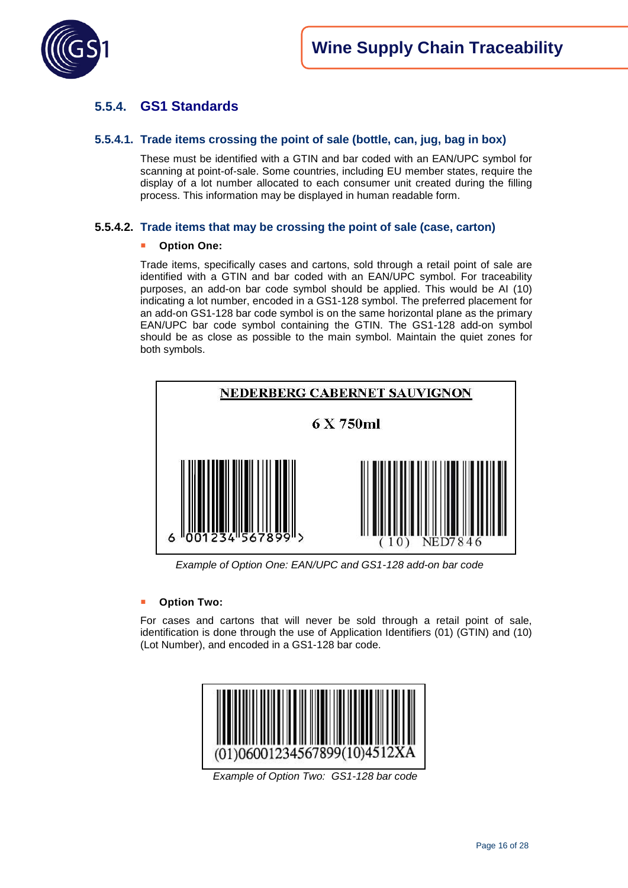### 5.5.4. GS1 Standards

#### 5.5.4.1. Trade items crossing the point of sale (bottle, can, jug, bag in box)

These must be identified with a GTIN and bar coded with an EAN/UPC symbol for scanning at point-of-sale. Some countries, including EU member states, require the display of a lot number allocated to each consumer unit created during the filling process. This information may be displayed in human readable form.

#### 5.5.4.2. Trade items that may be crossing the point of sale (case, carton)

- **Option One:**

Trade items, specifically cases and cartons, sold through a retail point of sale are identified with a GTIN and bar coded with an EAN/UPC symbol. For traceability purposes, an add-on bar code symbol should be applied. This would be AI (10) indicating a lot number, encoded in a GS1-128 symbol. The preferred placement for an add-on GS1-128 bar code symbol is on the same horizontal plane as the primary EAN/UPC bar code symbol containing the GTIN. The GS1-128 add-on symbol should be as close as possible to the main symbol. Maintain the quiet zones for both symbols.

NEDERBERG CABERNET SAUVIGNON

6 X 750ml

6 001234 567899 >

(10) NED7846

*Example of Option One: EAN/UPC and GS1-128 add-on bar code*

- **Option Two:**

For cases and cartons that will never be sold through a retail point of sale, identification is done through the use of Application Identifiers (01) (GTIN) and (10) (Lot Number), and encoded in a GS1-128 bar code.

(01)06001234567899(10)4512XA

*Example of Option Two: GS1-128 bar code*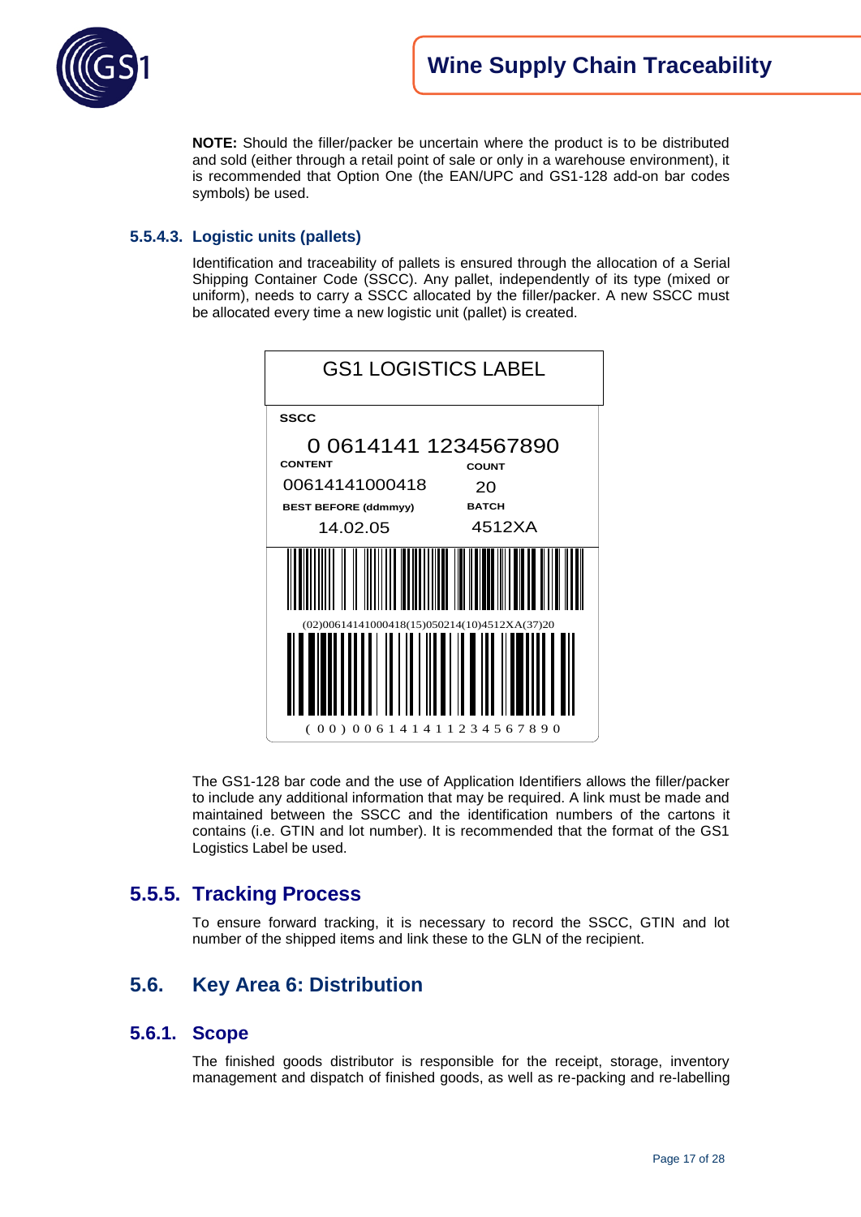**NOTE:** Should the filler/packer be uncertain where the product is to be distributed and sold (either through a retail point of sale or only in a warehouse environment), it is recommended that Option One (the EAN/UPC and GS1-128 add-on bar codes symbols) be used.

### 5.5.4.3. Logistic units (pallets)

Identification and traceability of pallets is ensured through the allocation of a Serial Shipping Container Code (SSCC). Any pallet, independently of its type (mixed or uniform), needs to carry a SSCC allocated by the filler/packer. A new SSCC must be allocated every time a new logistic unit (pallet) is created.

GS1 LOGISTICS LABEL

SSCC

0 0614141 1234567890

| CONTENT | COUNT |
|---|---|
| 00614141000418 | 20 |
| **BEST BEFORE (ddmmyy)** | **BATCH** |
| 14.02.05 | 4512XA |

(02)00614141000418(15)050214(10)4512XA(37)20

( 0 0 ) 0 0 6 1 4 1 4 1 1 2 3 4 5 6 7 8 9 0

The GS1-128 bar code and the use of Application Identifiers allows the filler/packer to include any additional information that may be required. A link must be made and maintained between the SSCC and the identification numbers of the cartons it contains (i.e. GTIN and lot number). It is recommended that the format of the GS1 Logistics Label be used.

## 5.5.5. Tracking Process

To ensure forward tracking, it is necessary to record the SSCC, GTIN and lot number of the shipped items and link these to the GLN of the recipient.

## 5.6. Key Area 6: Distribution

## 5.6.1. Scope

The finished goods distributor is responsible for the receipt, storage, inventory management and dispatch of finished goods, as well as re-packing and re-labelling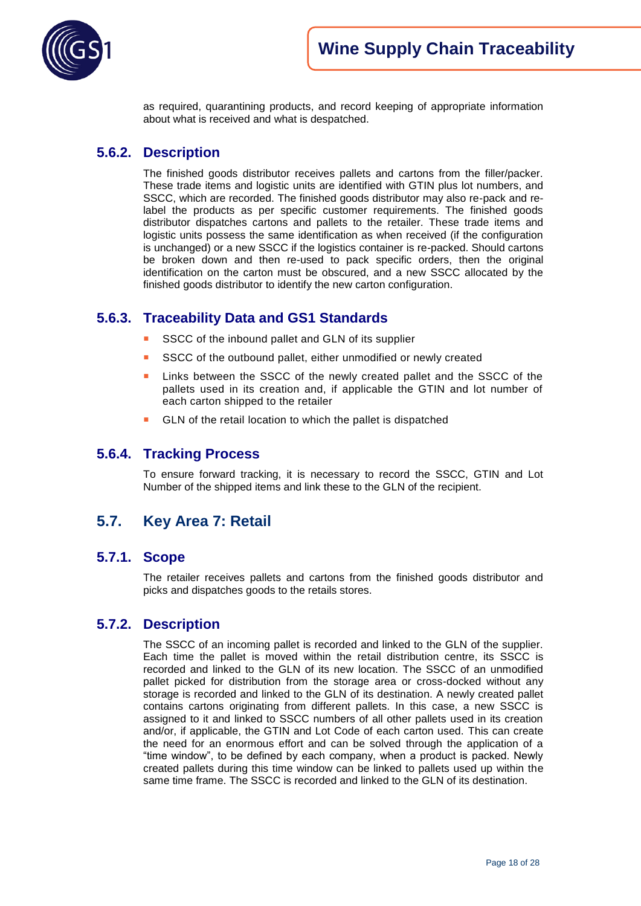as required, quarantining products, and record keeping of appropriate information about what is received and what is despatched.

### 5.6.2. Description

The finished goods distributor receives pallets and cartons from the filler/packer. These trade items and logistic units are identified with GTIN plus lot numbers, and SSCC, which are recorded. The finished goods distributor may also re-pack and re-label the products as per specific customer requirements. The finished goods distributor dispatches cartons and pallets to the retailer. These trade items and logistic units possess the same identification as when received (if the configuration is unchanged) or a new SSCC if the logistics container is re-packed. Should cartons be broken down and then re-used to pack specific orders, then the original identification on the carton must be obscured, and a new SSCC allocated by the finished goods distributor to identify the new carton configuration.

### 5.6.3. Traceability Data and GS1 Standards

- SSCC of the inbound pallet and GLN of its supplier
- SSCC of the outbound pallet, either unmodified or newly created
- Links between the SSCC of the newly created pallet and the SSCC of the pallets used in its creation and, if applicable the GTIN and lot number of each carton shipped to the retailer
- GLN of the retail location to which the pallet is dispatched

### 5.6.4. Tracking Process

To ensure forward tracking, it is necessary to record the SSCC, GTIN and Lot Number of the shipped items and link these to the GLN of the recipient.

## 5.7. Key Area 7: Retail

### 5.7.1. Scope

The retailer receives pallets and cartons from the finished goods distributor and picks and dispatches goods to the retails stores.

### 5.7.2. Description

The SSCC of an incoming pallet is recorded and linked to the GLN of the supplier. Each time the pallet is moved within the retail distribution centre, its SSCC is recorded and linked to the GLN of its new location. The SSCC of an unmodified pallet picked for distribution from the storage area or cross-docked without any storage is recorded and linked to the GLN of its destination. A newly created pallet contains cartons originating from different pallets. In this case, a new SSCC is assigned to it and linked to SSCC numbers of all other pallets used in its creation and/or, if applicable, the GTIN and Lot Code of each carton used. This can create the need for an enormous effort and can be solved through the application of a "time window", to be defined by each company, when a product is packed. Newly created pallets during this time window can be linked to pallets used up within the same time frame. The SSCC is recorded and linked to the GLN of its destination.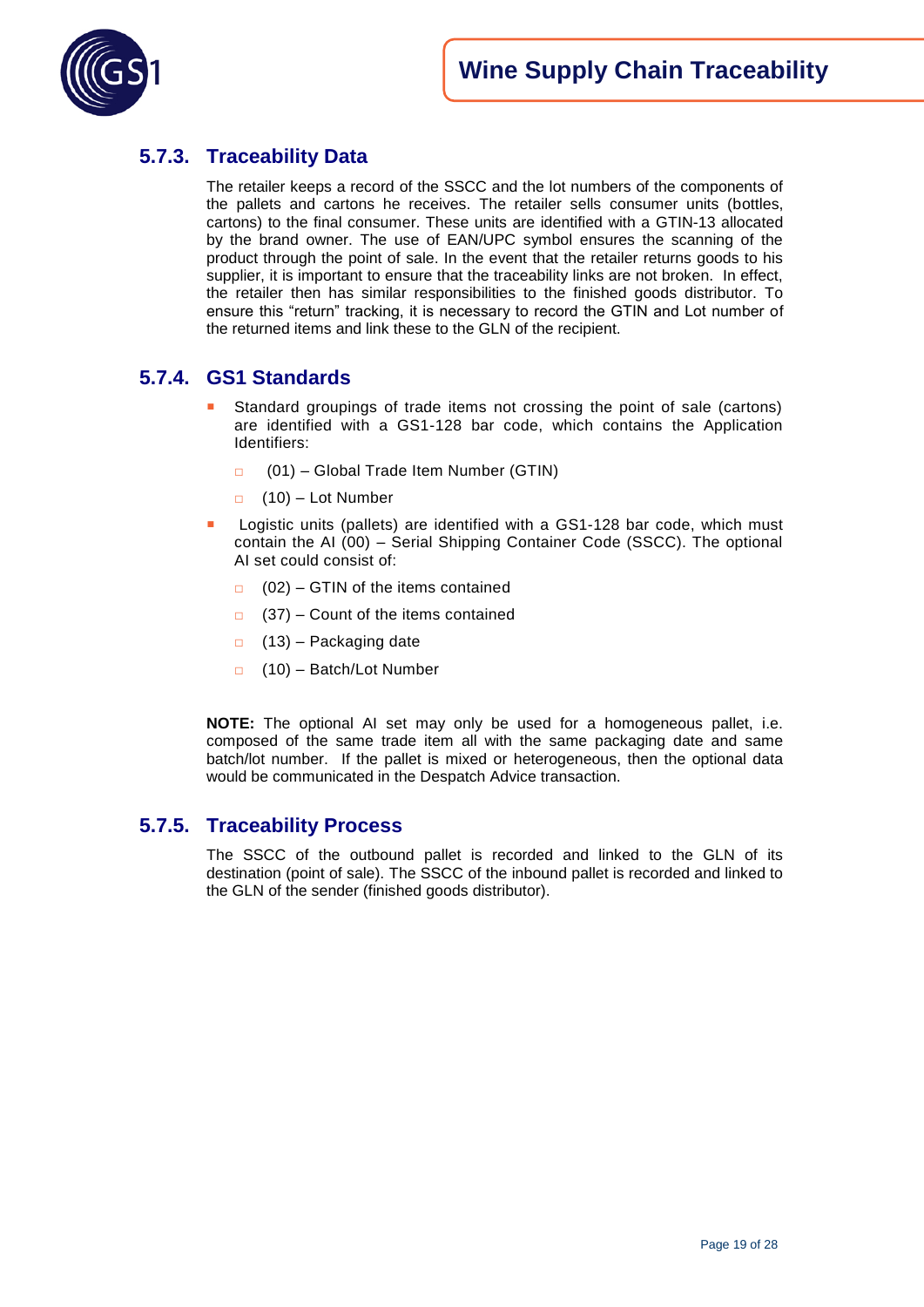### 5.7.3. Traceability Data

The retailer keeps a record of the SSCC and the lot numbers of the components of the pallets and cartons he receives. The retailer sells consumer units (bottles, cartons) to the final consumer. These units are identified with a GTIN-13 allocated by the brand owner. The use of EAN/UPC symbol ensures the scanning of the product through the point of sale. In the event that the retailer returns goods to his supplier, it is important to ensure that the traceability links are not broken. In effect, the retailer then has similar responsibilities to the finished goods distributor. To ensure this "return" tracking, it is necessary to record the GTIN and Lot number of the returned items and link these to the GLN of the recipient.

### 5.7.4. GS1 Standards

- Standard groupings of trade items not crossing the point of sale (cartons) are identified with a GS1-128 bar code, which contains the Application Identifiers:
  - (01) – Global Trade Item Number (GTIN)
  - (10) – Lot Number
- Logistic units (pallets) are identified with a GS1-128 bar code, which must contain the AI (00) – Serial Shipping Container Code (SSCC). The optional AI set could consist of:
  - (02) – GTIN of the items contained
  - (37) – Count of the items contained
  - (13) – Packaging date
  - (10) – Batch/Lot Number

**NOTE:** The optional AI set may only be used for a homogeneous pallet, i.e. composed of the same trade item all with the same packaging date and same batch/lot number. If the pallet is mixed or heterogeneous, then the optional data would be communicated in the Despatch Advice transaction.

### 5.7.5. Traceability Process

The SSCC of the outbound pallet is recorded and linked to the GLN of its destination (point of sale). The SSCC of the inbound pallet is recorded and linked to the GLN of the sender (finished goods distributor).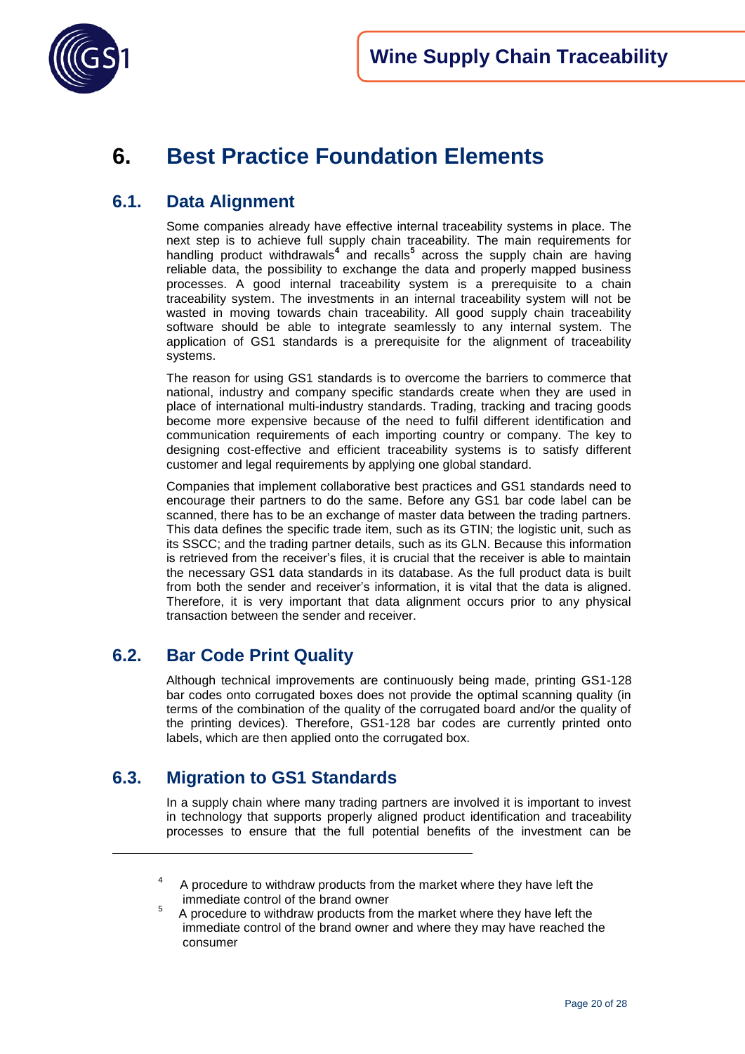# 6. Best Practice Foundation Elements

## 6.1. Data Alignment

Some companies already have effective internal traceability systems in place. The next step is to achieve full supply chain traceability. The main requirements for handling product withdrawals[4] and recalls[5] across the supply chain are having reliable data, the possibility to exchange the data and properly mapped business processes. A good internal traceability system is a prerequisite to a chain traceability system. The investments in an internal traceability system will not be wasted in moving towards chain traceability. All good supply chain traceability software should be able to integrate seamlessly to any internal system. The application of GS1 standards is a prerequisite for the alignment of traceability systems.

The reason for using GS1 standards is to overcome the barriers to commerce that national, industry and company specific standards create when they are used in place of international multi-industry standards. Trading, tracking and tracing goods become more expensive because of the need to fulfil different identification and communication requirements of each importing country or company. The key to designing cost-effective and efficient traceability systems is to satisfy different customer and legal requirements by applying one global standard.

Companies that implement collaborative best practices and GS1 standards need to encourage their partners to do the same. Before any GS1 bar code label can be scanned, there has to be an exchange of master data between the trading partners. This data defines the specific trade item, such as its GTIN; the logistic unit, such as its SSCC; and the trading partner details, such as its GLN. Because this information is retrieved from the receiver's files, it is crucial that the receiver is able to maintain the necessary GS1 data standards in its database. As the full product data is built from both the sender and receiver's information, it is vital that the data is aligned. Therefore, it is very important that data alignment occurs prior to any physical transaction between the sender and receiver.

## 6.2. Bar Code Print Quality

Although technical improvements are continuously being made, printing GS1-128 bar codes onto corrugated boxes does not provide the optimal scanning quality (in terms of the combination of the quality of the corrugated board and/or the quality of the printing devices). Therefore, GS1-128 bar codes are currently printed onto labels, which are then applied onto the corrugated box.

## 6.3. Migration to GS1 Standards

In a supply chain where many trading partners are involved it is important to invest in technology that supports properly aligned product identification and traceability processes to ensure that the full potential benefits of the investment can be

---

[4] A procedure to withdraw products from the market where they have left the immediate control of the brand owner

[5] A procedure to withdraw products from the market where they have left the immediate control of the brand owner and where they may have reached the consumer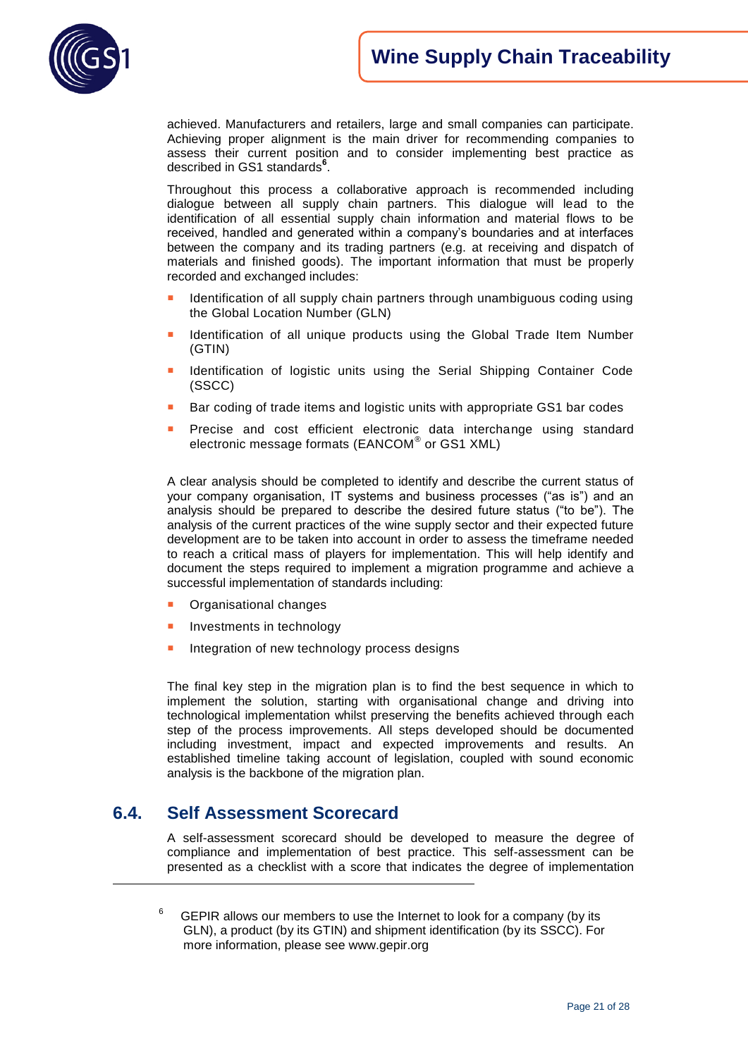achieved. Manufacturers and retailers, large and small companies can participate. Achieving proper alignment is the main driver for recommending companies to assess their current position and to consider implementing best practice as described in GS1 standards[6].

Throughout this process a collaborative approach is recommended including dialogue between all supply chain partners. This dialogue will lead to the identification of all essential supply chain information and material flows to be received, handled and generated within a company's boundaries and at interfaces between the company and its trading partners (e.g. at receiving and dispatch of materials and finished goods). The important information that must be properly recorded and exchanged includes:

- Identification of all supply chain partners through unambiguous coding using the Global Location Number (GLN)
- Identification of all unique products using the Global Trade Item Number (GTIN)
- Identification of logistic units using the Serial Shipping Container Code (SSCC)
- Bar coding of trade items and logistic units with appropriate GS1 bar codes
- Precise and cost efficient electronic data interchange using standard electronic message formats (EANCOM® or GS1 XML)

A clear analysis should be completed to identify and describe the current status of your company organisation, IT systems and business processes ("as is") and an analysis should be prepared to describe the desired future status ("to be"). The analysis of the current practices of the wine supply sector and their expected future development are to be taken into account in order to assess the timeframe needed to reach a critical mass of players for implementation. This will help identify and document the steps required to implement a migration programme and achieve a successful implementation of standards including:

- Organisational changes
- Investments in technology
- Integration of new technology process designs

The final key step in the migration plan is to find the best sequence in which to implement the solution, starting with organisational change and driving into technological implementation whilst preserving the benefits achieved through each step of the process improvements. All steps developed should be documented including investment, impact and expected improvements and results. An established timeline taking account of legislation, coupled with sound economic analysis is the backbone of the migration plan.

## 6.4. Self Assessment Scorecard

A self-assessment scorecard should be developed to measure the degree of compliance and implementation of best practice. This self-assessment can be presented as a checklist with a score that indicates the degree of implementation

---

[6] GEPIR allows our members to use the Internet to look for a company (by its GLN), a product (by its GTIN) and shipment identification (by its SSCC). For more information, please see www.gepir.org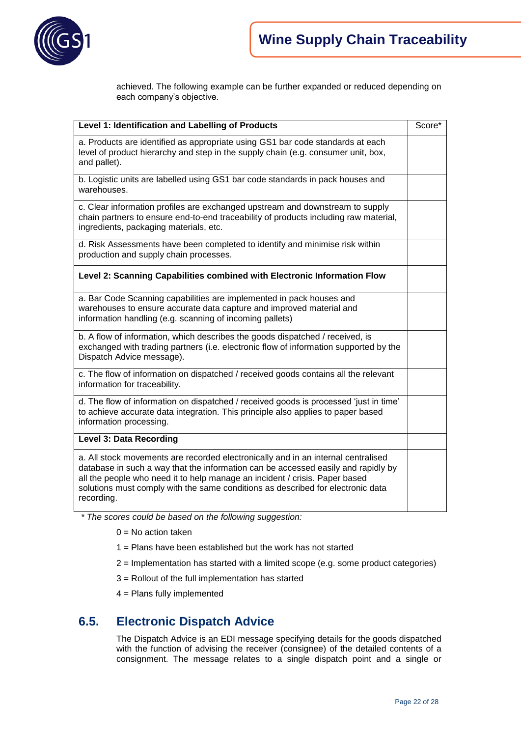achieved. The following example can be further expanded or reduced depending on each company's objective.

| **Level 1: Identification and Labelling of Products** | Score* |
|---|---|
| a. Products are identified as appropriate using GS1 bar code standards at each level of product hierarchy and step in the supply chain (e.g. consumer unit, box, and pallet). | |
| b. Logistic units are labelled using GS1 bar code standards in pack houses and warehouses. | |
| c. Clear information profiles are exchanged upstream and downstream to supply chain partners to ensure end-to-end traceability of products including raw material, ingredients, packaging materials, etc. | |
| d. Risk Assessments have been completed to identify and minimise risk within production and supply chain processes. | |
| **Level 2: Scanning Capabilities combined with Electronic Information Flow** | |
| a. Bar Code Scanning capabilities are implemented in pack houses and warehouses to ensure accurate data capture and improved material and information handling (e.g. scanning of incoming pallets) | |
| b. A flow of information, which describes the goods dispatched / received, is exchanged with trading partners (i.e. electronic flow of information supported by the Dispatch Advice message). | |
| c. The flow of information on dispatched / received goods contains all the relevant information for traceability. | |
| d. The flow of information on dispatched / received goods is processed 'just in time' to achieve accurate data integration. This principle also applies to paper based information processing. | |
| **Level 3: Data Recording** | |
| a. All stock movements are recorded electronically and in an internal centralised database in such a way that the information can be accessed easily and rapidly by all the people who need it to help manage an incident / crisis. Paper based solutions must comply with the same conditions as described for electronic data recording. | |

*\* The scores could be based on the following suggestion:*

0 = No action taken

1 = Plans have been established but the work has not started

2 = Implementation has started with a limited scope (e.g. some product categories)

3 = Rollout of the full implementation has started

4 = Plans fully implemented

## 6.5. Electronic Dispatch Advice

The Dispatch Advice is an EDI message specifying details for the goods dispatched with the function of advising the receiver (consignee) of the detailed contents of a consignment. The message relates to a single dispatch point and a single or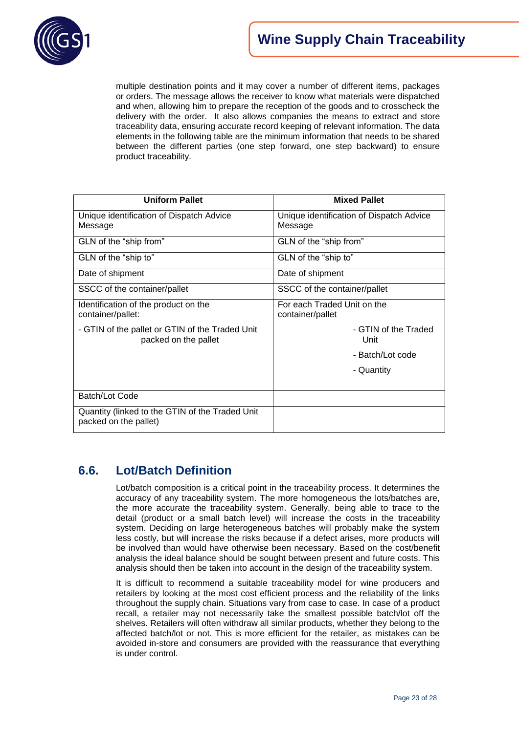multiple destination points and it may cover a number of different items, packages or orders. The message allows the receiver to know what materials were dispatched and when, allowing him to prepare the reception of the goods and to crosscheck the delivery with the order. It also allows companies the means to extract and store traceability data, ensuring accurate record keeping of relevant information. The data elements in the following table are the minimum information that needs to be shared between the different parties (one step forward, one step backward) to ensure product traceability.

| Uniform Pallet | Mixed Pallet |
|---|---|
| Unique identification of Dispatch Advice Message | Unique identification of Dispatch Advice Message |
| GLN of the "ship from" | GLN of the "ship from" |
| GLN of the "ship to" | GLN of the "ship to" |
| Date of shipment | Date of shipment |
| SSCC of the container/pallet | SSCC of the container/pallet |
| Identification of the product on the container/pallet:<br>- GTIN of the pallet or GTIN of the Traded Unit packed on the pallet | For each Traded Unit on the container/pallet<br>- GTIN of the Traded Unit<br>- Batch/Lot code<br>- Quantity |
| Batch/Lot Code | |
| Quantity (linked to the GTIN of the Traded Unit packed on the pallet) | |

## 6.6. Lot/Batch Definition

Lot/batch composition is a critical point in the traceability process. It determines the accuracy of any traceability system. The more homogeneous the lots/batches are, the more accurate the traceability system. Generally, being able to trace to the detail (product or a small batch level) will increase the costs in the traceability system. Deciding on large heterogeneous batches will probably make the system less costly, but will increase the risks because if a defect arises, more products will be involved than would have otherwise been necessary. Based on the cost/benefit analysis the ideal balance should be sought between present and future costs. This analysis should then be taken into account in the design of the traceability system.

It is difficult to recommend a suitable traceability model for wine producers and retailers by looking at the most cost efficient process and the reliability of the links throughout the supply chain. Situations vary from case to case. In case of a product recall, a retailer may not necessarily take the smallest possible batch/lot off the shelves. Retailers will often withdraw all similar products, whether they belong to the affected batch/lot or not. This is more efficient for the retailer, as mistakes can be avoided in-store and consumers are provided with the reassurance that everything is under control.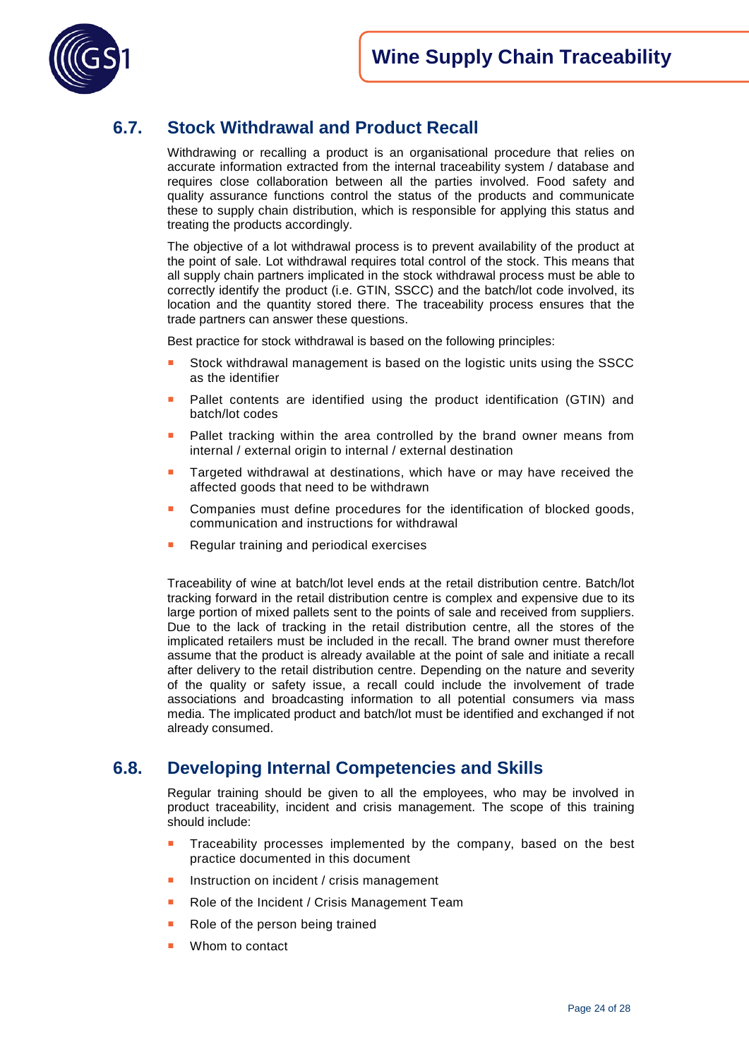## 6.7. Stock Withdrawal and Product Recall

Withdrawing or recalling a product is an organisational procedure that relies on accurate information extracted from the internal traceability system / database and requires close collaboration between all the parties involved. Food safety and quality assurance functions control the status of the products and communicate these to supply chain distribution, which is responsible for applying this status and treating the products accordingly.

The objective of a lot withdrawal process is to prevent availability of the product at the point of sale. Lot withdrawal requires total control of the stock. This means that all supply chain partners implicated in the stock withdrawal process must be able to correctly identify the product (i.e. GTIN, SSCC) and the batch/lot code involved, its location and the quantity stored there. The traceability process ensures that the trade partners can answer these questions.

Best practice for stock withdrawal is based on the following principles:

- Stock withdrawal management is based on the logistic units using the SSCC as the identifier
- Pallet contents are identified using the product identification (GTIN) and batch/lot codes
- Pallet tracking within the area controlled by the brand owner means from internal / external origin to internal / external destination
- Targeted withdrawal at destinations, which have or may have received the affected goods that need to be withdrawn
- Companies must define procedures for the identification of blocked goods, communication and instructions for withdrawal
- Regular training and periodical exercises

Traceability of wine at batch/lot level ends at the retail distribution centre. Batch/lot tracking forward in the retail distribution centre is complex and expensive due to its large portion of mixed pallets sent to the points of sale and received from suppliers. Due to the lack of tracking in the retail distribution centre, all the stores of the implicated retailers must be included in the recall. The brand owner must therefore assume that the product is already available at the point of sale and initiate a recall after delivery to the retail distribution centre. Depending on the nature and severity of the quality or safety issue, a recall could include the involvement of trade associations and broadcasting information to all potential consumers via mass media. The implicated product and batch/lot must be identified and exchanged if not already consumed.

## 6.8. Developing Internal Competencies and Skills

Regular training should be given to all the employees, who may be involved in product traceability, incident and crisis management. The scope of this training should include:

- Traceability processes implemented by the company, based on the best practice documented in this document
- Instruction on incident / crisis management
- Role of the Incident / Crisis Management Team
- Role of the person being trained
- Whom to contact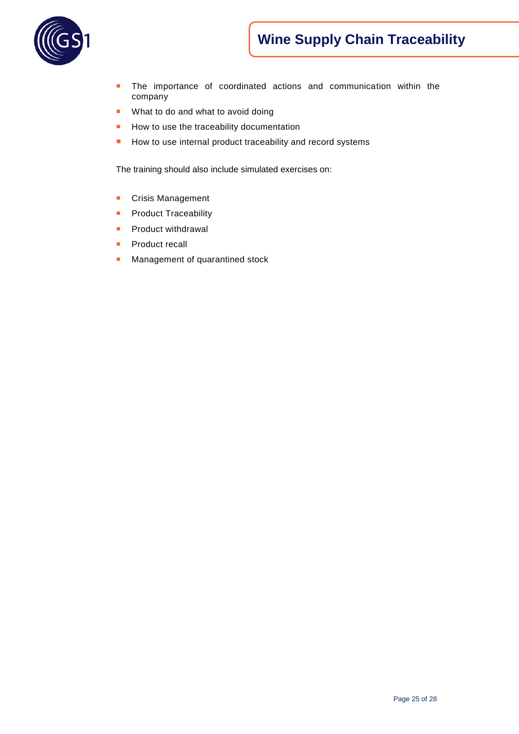- The importance of coordinated actions and communication within the company
- What to do and what to avoid doing
- How to use the traceability documentation
- How to use internal product traceability and record systems

The training should also include simulated exercises on:

- Crisis Management
- Product Traceability
- Product withdrawal
- Product recall
- Management of quarantined stock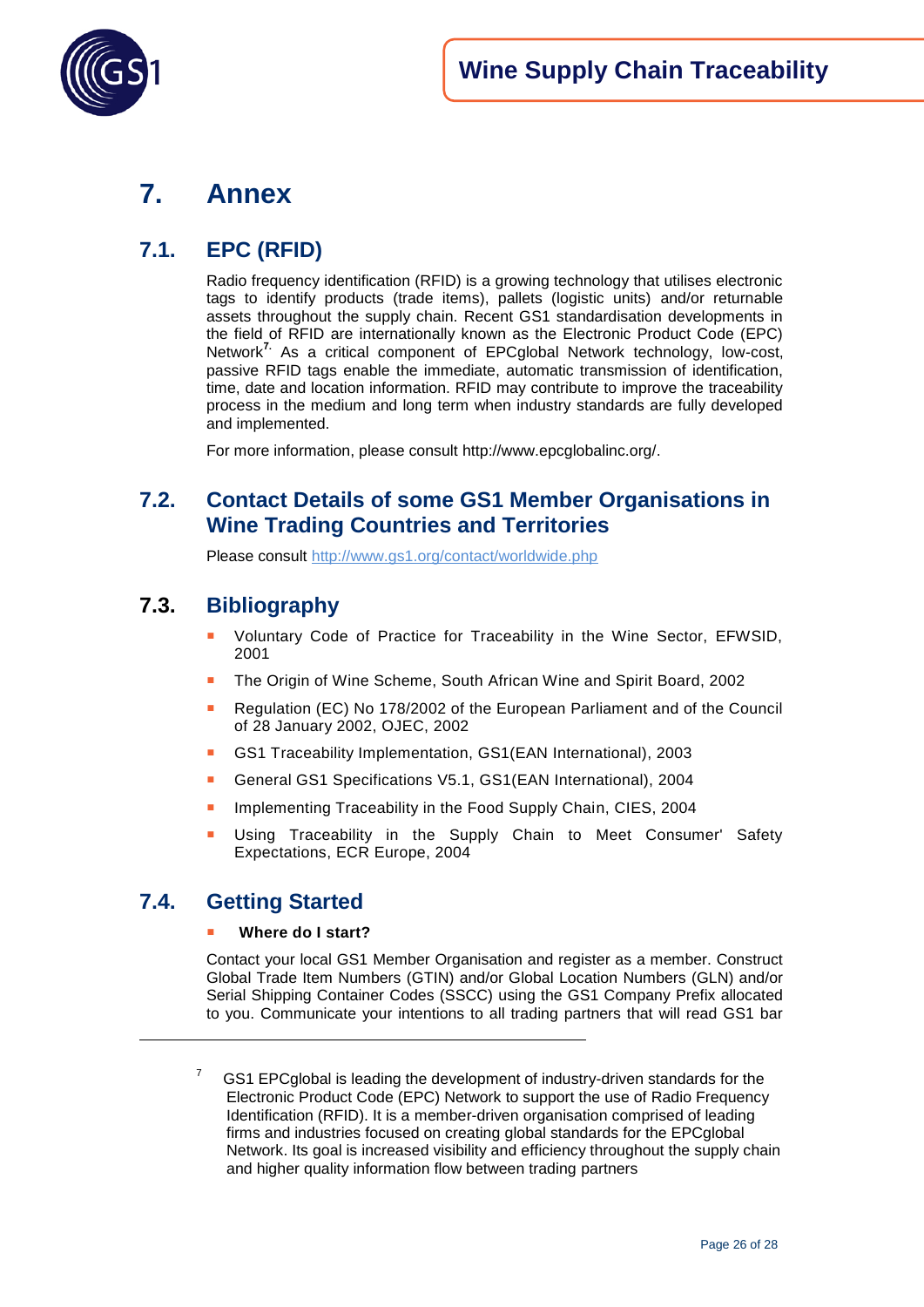# 7. Annex

## 7.1. EPC (RFID)

Radio frequency identification (RFID) is a growing technology that utilises electronic tags to identify products (trade items), pallets (logistic units) and/or returnable assets throughout the supply chain. Recent GS1 standardisation developments in the field of RFID are internationally known as the Electronic Product Code (EPC) Network[7]. As a critical component of EPCglobal Network technology, low-cost, passive RFID tags enable the immediate, automatic transmission of identification, time, date and location information. RFID may contribute to improve the traceability process in the medium and long term when industry standards are fully developed and implemented.

For more information, please consult http://www.epcglobalinc.org/.

## 7.2. Contact Details of some GS1 Member Organisations in Wine Trading Countries and Territories

Please consult http://www.gs1.org/contact/worldwide.php

## 7.3. Bibliography

- Voluntary Code of Practice for Traceability in the Wine Sector, EFWSID, 2001
- The Origin of Wine Scheme, South African Wine and Spirit Board, 2002
- Regulation (EC) No 178/2002 of the European Parliament and of the Council of 28 January 2002, OJEC, 2002
- GS1 Traceability Implementation, GS1(EAN International), 2003
- General GS1 Specifications V5.1, GS1(EAN International), 2004
- Implementing Traceability in the Food Supply Chain, CIES, 2004
- Using Traceability in the Supply Chain to Meet Consumer' Safety Expectations, ECR Europe, 2004

## 7.4. Getting Started

- **Where do I start?**

Contact your local GS1 Member Organisation and register as a member. Construct Global Trade Item Numbers (GTIN) and/or Global Location Numbers (GLN) and/or Serial Shipping Container Codes (SSCC) using the GS1 Company Prefix allocated to you. Communicate your intentions to all trading partners that will read GS1 bar

---

[7] GS1 EPCglobal is leading the development of industry-driven standards for the Electronic Product Code (EPC) Network to support the use of Radio Frequency Identification (RFID). It is a member-driven organisation comprised of leading firms and industries focused on creating global standards for the EPCglobal Network. Its goal is increased visibility and efficiency throughout the supply chain and higher quality information flow between trading partners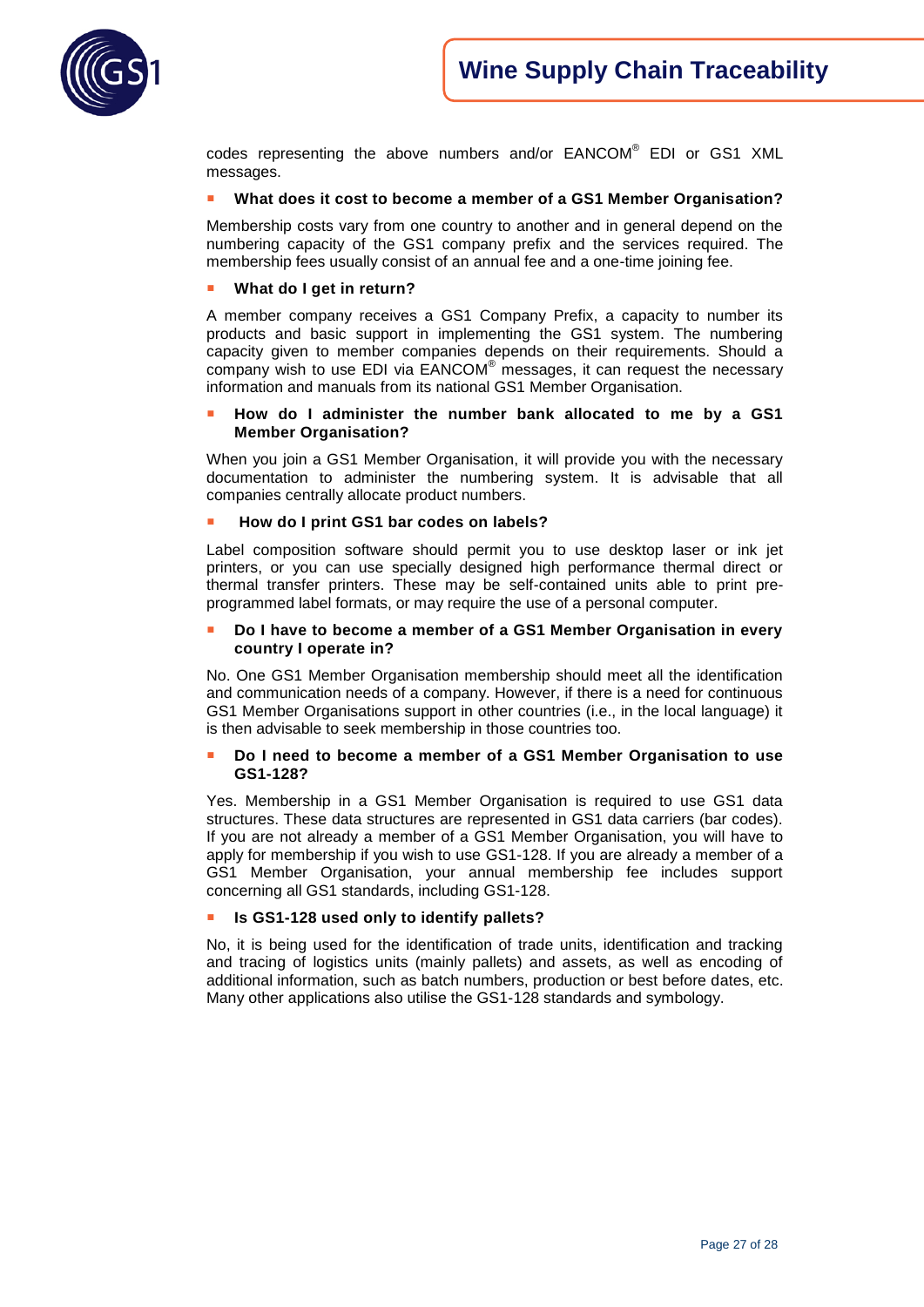codes representing the above numbers and/or EANCOM® EDI or GS1 XML messages.

- **What does it cost to become a member of a GS1 Member Organisation?**

Membership costs vary from one country to another and in general depend on the numbering capacity of the GS1 company prefix and the services required. The membership fees usually consist of an annual fee and a one-time joining fee.

- **What do I get in return?**

A member company receives a GS1 Company Prefix, a capacity to number its products and basic support in implementing the GS1 system. The numbering capacity given to member companies depends on their requirements. Should a company wish to use EDI via EANCOM® messages, it can request the necessary information and manuals from its national GS1 Member Organisation.

- **How do I administer the number bank allocated to me by a GS1 Member Organisation?**

When you join a GS1 Member Organisation, it will provide you with the necessary documentation to administer the numbering system. It is advisable that all companies centrally allocate product numbers.

- **How do I print GS1 bar codes on labels?**

Label composition software should permit you to use desktop laser or ink jet printers, or you can use specially designed high performance thermal direct or thermal transfer printers. These may be self-contained units able to print pre-programmed label formats, or may require the use of a personal computer.

- **Do I have to become a member of a GS1 Member Organisation in every country I operate in?**

No. One GS1 Member Organisation membership should meet all the identification and communication needs of a company. However, if there is a need for continuous GS1 Member Organisations support in other countries (i.e., in the local language) it is then advisable to seek membership in those countries too.

- **Do I need to become a member of a GS1 Member Organisation to use GS1-128?**

Yes. Membership in a GS1 Member Organisation is required to use GS1 data structures. These data structures are represented in GS1 data carriers (bar codes). If you are not already a member of a GS1 Member Organisation, you will have to apply for membership if you wish to use GS1-128. If you are already a member of a GS1 Member Organisation, your annual membership fee includes support concerning all GS1 standards, including GS1-128.

- **Is GS1-128 used only to identify pallets?**

No, it is being used for the identification of trade units, identification and tracking and tracing of logistics units (mainly pallets) and assets, as well as encoding of additional information, such as batch numbers, production or best before dates, etc. Many other applications also utilise the GS1-128 standards and symbology.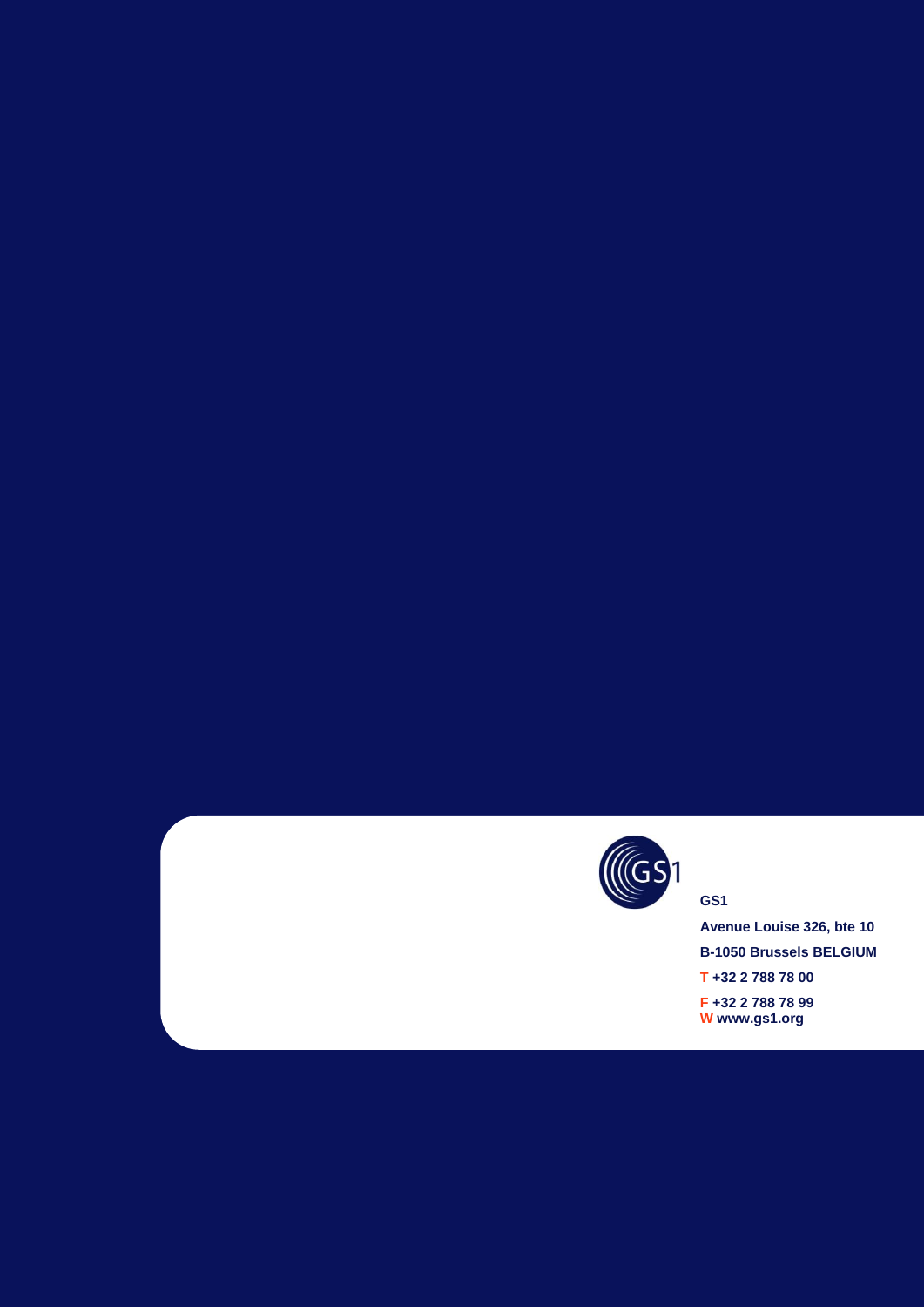**GS1**

**Avenue Louise 326, bte 10**

**B-1050 Brussels BELGIUM**

**T +32 2 788 78 00**

**F +32 2 788 78 99**
**W www.gs1.org**